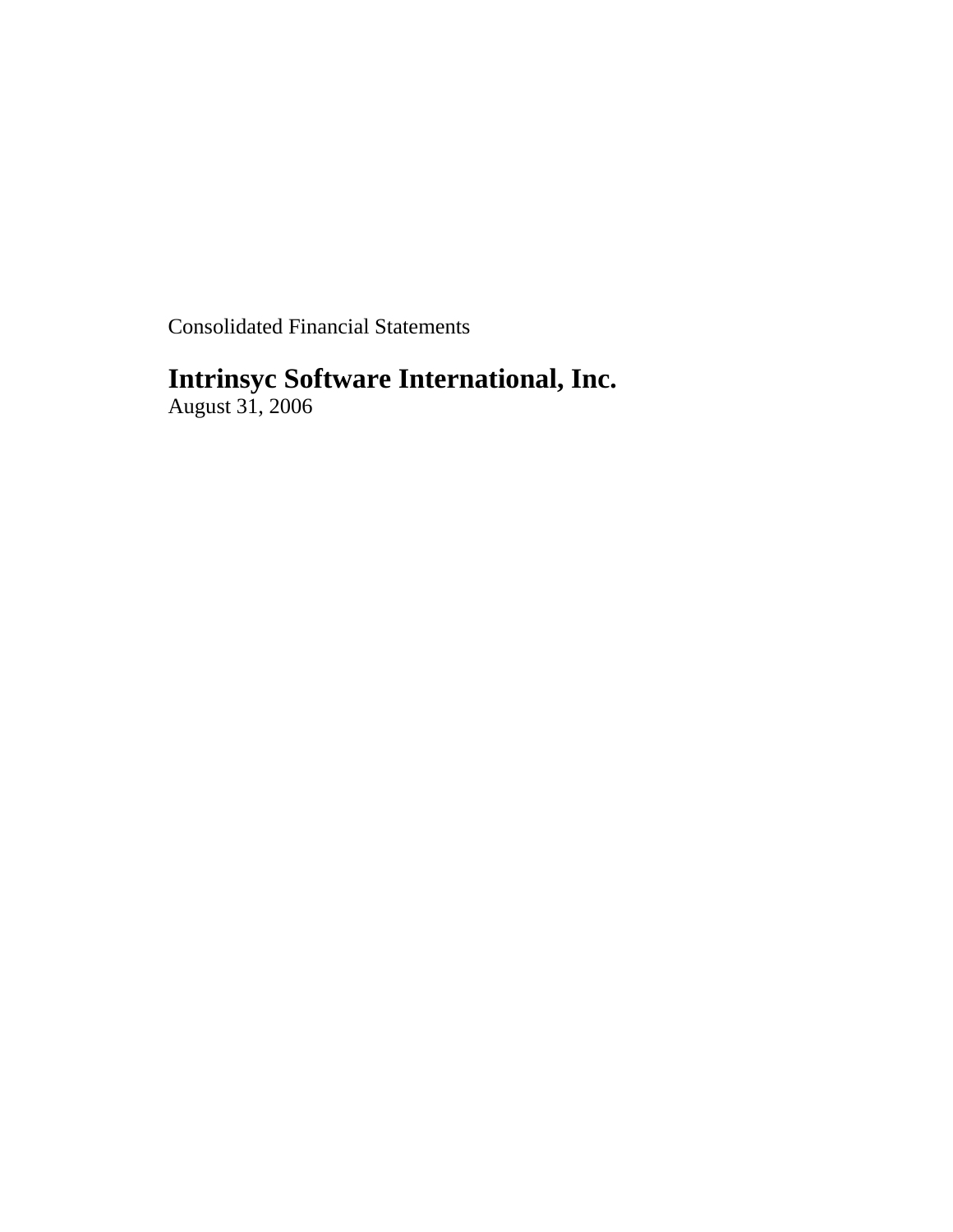Consolidated Financial Statements

# Intrinsyc Software International, Inc.

August 31, 2006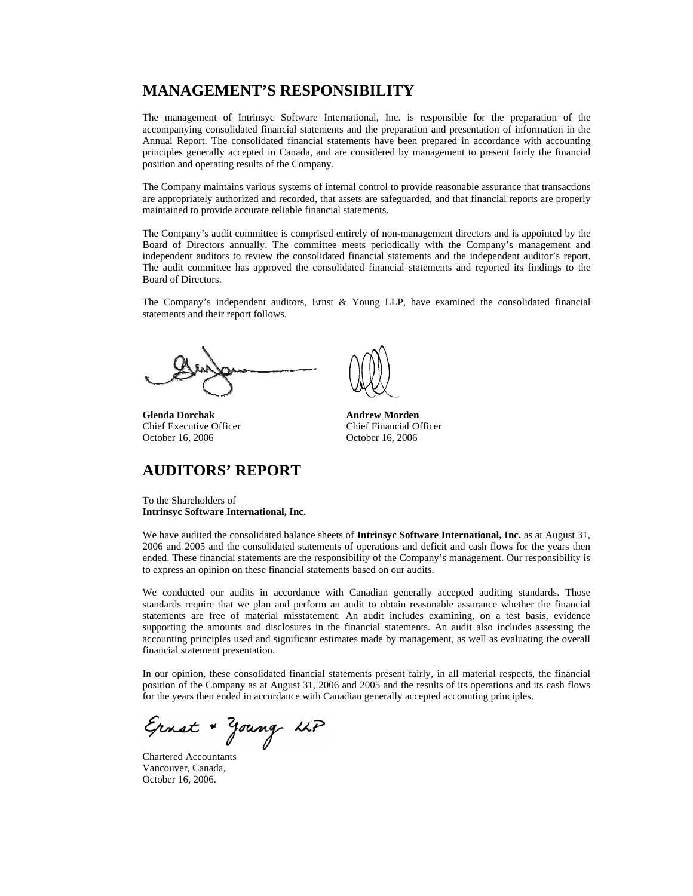# MANAGEMENT'S RESPONSIBILITY

The management of Intrinsyc Software International, Inc. is responsible for the preparation of the accompanying consolidated financial statements and the preparation and presentation of information in the Annual Report. The consolidated financial statements have been prepared in accordance with accounting principles generally accepted in Canada, and are considered by management to present fairly the financial position and operating results of the Company.

The Company maintains various systems of internal control to provide reasonable assurance that transactions are appropriately authorized and recorded, that assets are safeguarded, and that financial reports are properly maintained to provide accurate reliable financial statements.

The Company's audit committee is comprised entirely of non-management directors and is appointed by the Board of Directors annually. The committee meets periodically with the Company's management and independent auditors to review the consolidated financial statements and the independent auditor's report. The audit committee has approved the consolidated financial statements and reported its findings to the Board of Directors.

The Company's independent auditors, Ernst & Young LLP, have examined the consolidated financial statements and their report follows.

**Glenda Dorchak**
Chief Executive Officer
October 16, 2006

**Andrew Morden**
Chief Financial Officer
October 16, 2006

# AUDITORS' REPORT

To the Shareholders of
**Intrinsyc Software International, Inc.**

We have audited the consolidated balance sheets of **Intrinsyc Software International, Inc.** as at August 31, 2006 and 2005 and the consolidated statements of operations and deficit and cash flows for the years then ended. These financial statements are the responsibility of the Company's management. Our responsibility is to express an opinion on these financial statements based on our audits.

We conducted our audits in accordance with Canadian generally accepted auditing standards. Those standards require that we plan and perform an audit to obtain reasonable assurance whether the financial statements are free of material misstatement. An audit includes examining, on a test basis, evidence supporting the amounts and disclosures in the financial statements. An audit also includes assessing the accounting principles used and significant estimates made by management, as well as evaluating the overall financial statement presentation.

In our opinion, these consolidated financial statements present fairly, in all material respects, the financial position of the Company as at August 31, 2006 and 2005 and the results of its operations and its cash flows for the years then ended in accordance with Canadian generally accepted accounting principles.

Ernst & Young LLP

Chartered Accountants
Vancouver, Canada,
October 16, 2006.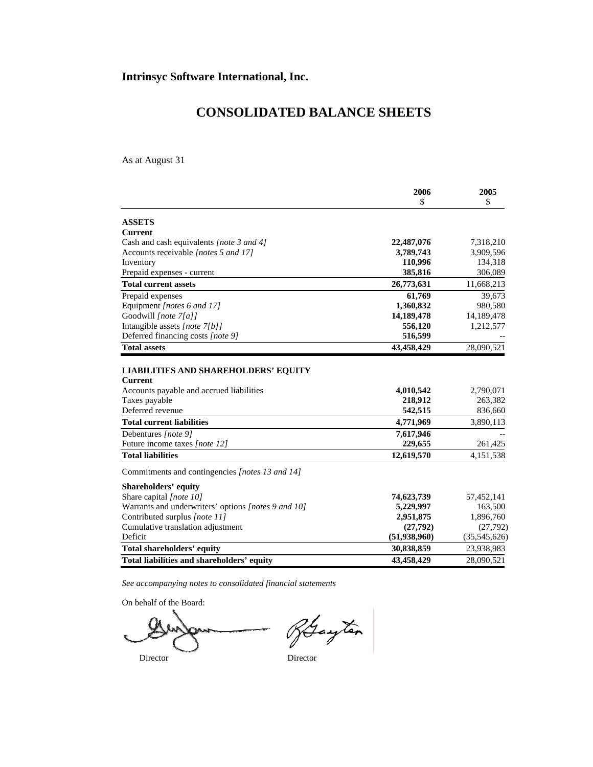**Intrinsyc Software International, Inc.**

# CONSOLIDATED BALANCE SHEETS

As at August 31

| | 2006<br>$ | 2005<br>$ |
|---|---|---|
| **ASSETS** | | |
| **Current** | | |
| Cash and cash equivalents *[note 3 and 4]* | **22,487,076** | 7,318,210 |
| Accounts receivable *[notes 5 and 17]* | **3,789,743** | 3,909,596 |
| Inventory | **110,996** | 134,318 |
| Prepaid expenses - current | **385,816** | 306,089 |
| **Total current assets** | **26,773,631** | 11,668,213 |
| Prepaid expenses | **61,769** | 39,673 |
| Equipment *[notes 6 and 17]* | **1,360,832** | 980,580 |
| Goodwill *[note 7[a]]* | **14,189,478** | 14,189,478 |
| Intangible assets *[note 7[b]]* | **556,120** | 1,212,577 |
| Deferred financing costs *[note 9]* | **516,599** | -- |
| **Total assets** | **43,458,429** | 28,090,521 |
| **LIABILITIES AND SHAREHOLDERS' EQUITY** | | |
| **Current** | | |
| Accounts payable and accrued liabilities | **4,010,542** | 2,790,071 |
| Taxes payable | **218,912** | 263,382 |
| Deferred revenue | **542,515** | 836,660 |
| **Total current liabilities** | **4,771,969** | 3,890,113 |
| Debentures *[note 9]* | **7,617,946** | -- |
| Future income taxes *[note 12]* | **229,655** | 261,425 |
| **Total liabilities** | **12,619,570** | 4,151,538 |
| Commitments and contingencies *[notes 13 and 14]* | | |
| **Shareholders' equity** | | |
| Share capital *[note 10]* | **74,623,739** | 57,452,141 |
| Warrants and underwriters' options *[notes 9 and 10]* | **5,229,997** | 163,500 |
| Contributed surplus *[note 11]* | **2,951,875** | 1,896,760 |
| Cumulative translation adjustment | **(27,792)** | (27,792) |
| Deficit | **(51,938,960)** | (35,545,626) |
| **Total shareholders' equity** | **30,838,859** | 23,938,983 |
| **Total liabilities and shareholders' equity** | **43,458,429** | 28,090,521 |

*See accompanying notes to consolidated financial statements*

On behalf of the Board:

Director Director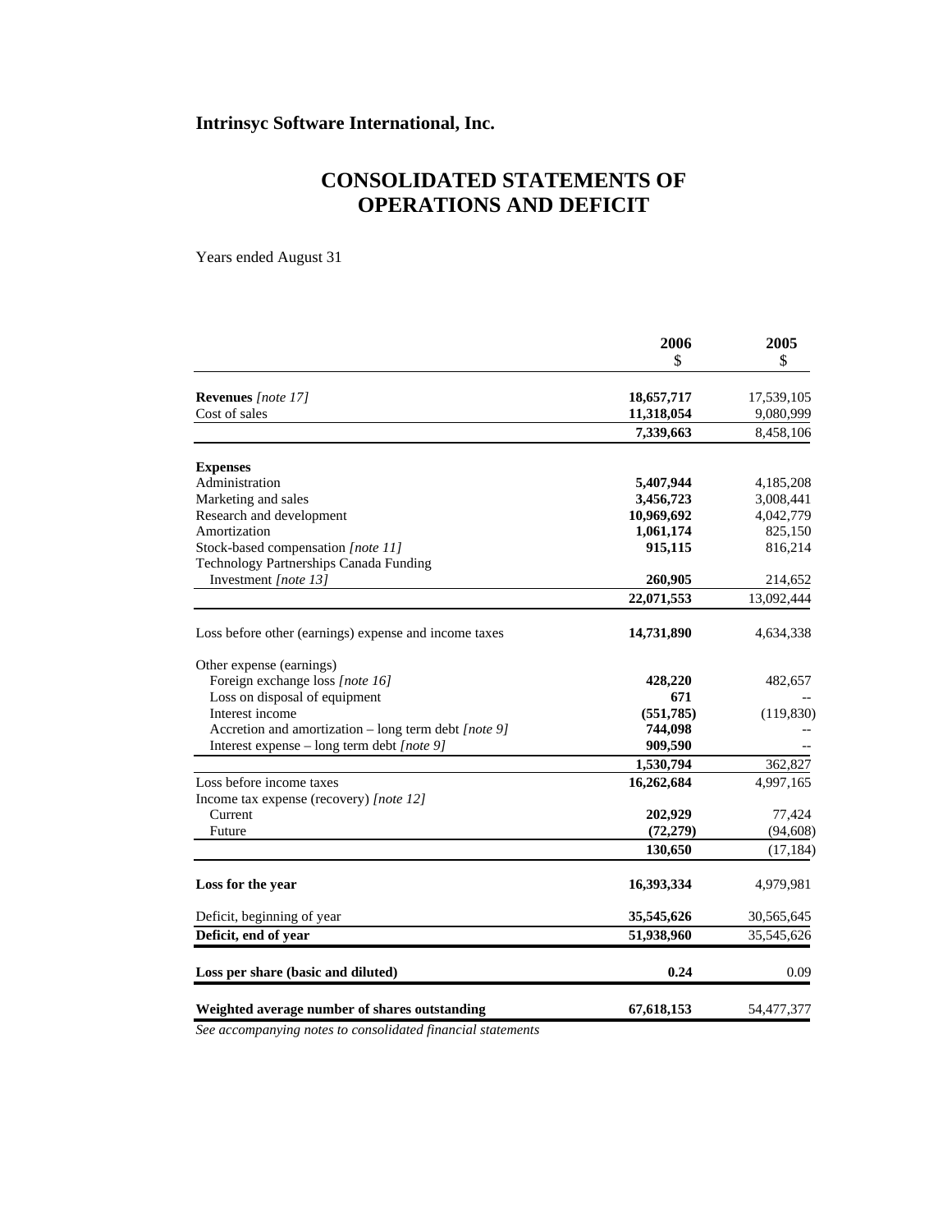**Intrinsyc Software International, Inc.**

# CONSOLIDATED STATEMENTS OF OPERATIONS AND DEFICIT

Years ended August 31

| | 2006<br>$ | 2005<br>$ |
|---|---|---|
| **Revenues** *[note 17]* | **18,657,717** | 17,539,105 |
| Cost of sales | **11,318,054** | 9,080,999 |
| | **7,339,663** | 8,458,106 |
| **Expenses** | | |
| Administration | **5,407,944** | 4,185,208 |
| Marketing and sales | **3,456,723** | 3,008,441 |
| Research and development | **10,969,692** | 4,042,779 |
| Amortization | **1,061,174** | 825,150 |
| Stock-based compensation *[note 11]* | **915,115** | 816,214 |
| Technology Partnerships Canada Funding Investment *[note 13]* | **260,905** | 214,652 |
| | **22,071,553** | 13,092,444 |
| Loss before other (earnings) expense and income taxes | **14,731,890** | 4,634,338 |
| Other expense (earnings) | | |
| Foreign exchange loss *[note 16]* | **428,220** | 482,657 |
| Loss on disposal of equipment | **671** | -- |
| Interest income | **(551,785)** | (119,830) |
| Accretion and amortization – long term debt *[note 9]* | **744,098** | -- |
| Interest expense – long term debt *[note 9]* | **909,590** | -- |
| | **1,530,794** | 362,827 |
| Loss before income taxes | **16,262,684** | 4,997,165 |
| Income tax expense (recovery) *[note 12]* | | |
| Current | **202,929** | 77,424 |
| Future | **(72,279)** | (94,608) |
| | **130,650** | (17,184) |
| **Loss for the year** | **16,393,334** | 4,979,981 |
| Deficit, beginning of year | **35,545,626** | 30,565,645 |
| **Deficit, end of year** | **51,938,960** | 35,545,626 |
| **Loss per share (basic and diluted)** | **0.24** | 0.09 |
| **Weighted average number of shares outstanding** | **67,618,153** | 54,477,377 |

*See accompanying notes to consolidated financial statements*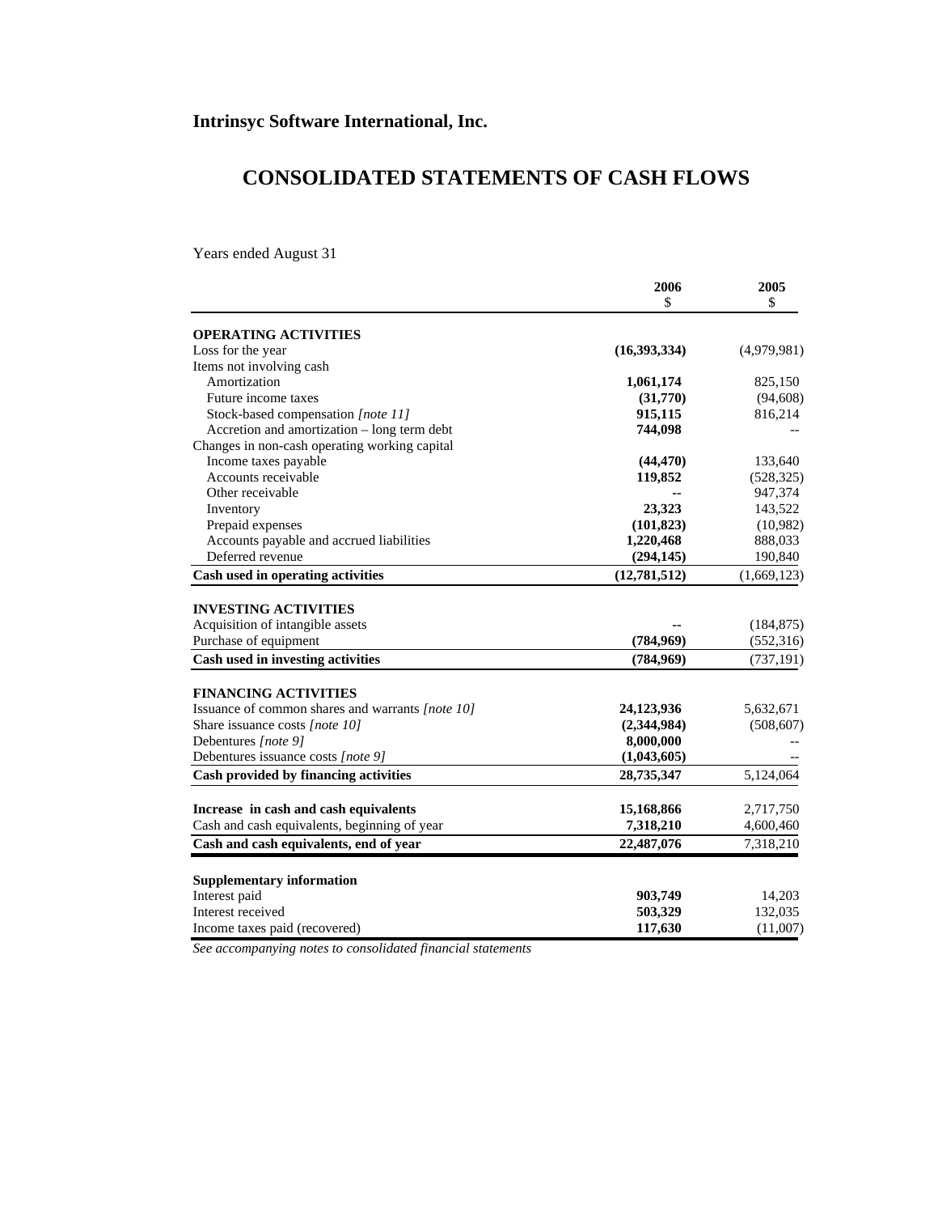**Intrinsyc Software International, Inc.**

# CONSOLIDATED STATEMENTS OF CASH FLOWS

Years ended August 31

| | 2006<br>$ | 2005<br>$ |
|---|---|---|
| **OPERATING ACTIVITIES** | | |
| Loss for the year | **(16,393,334)** | (4,979,981) |
| Items not involving cash | | |
| Amortization | **1,061,174** | 825,150 |
| Future income taxes | **(31,770)** | (94,608) |
| Stock-based compensation *[note 11]* | **915,115** | 816,214 |
| Accretion and amortization – long term debt | **744,098** | -- |
| Changes in non-cash operating working capital | | |
| Income taxes payable | **(44,470)** | 133,640 |
| Accounts receivable | **119,852** | (528,325) |
| Other receivable | **--** | 947,374 |
| Inventory | **23,323** | 143,522 |
| Prepaid expenses | **(101,823)** | (10,982) |
| Accounts payable and accrued liabilities | **1,220,468** | 888,033 |
| Deferred revenue | **(294,145)** | 190,840 |
| **Cash used in operating activities** | **(12,781,512)** | (1,669,123) |
| **INVESTING ACTIVITIES** | | |
| Acquisition of intangible assets | **--** | (184,875) |
| Purchase of equipment | **(784,969)** | (552,316) |
| **Cash used in investing activities** | **(784,969)** | (737,191) |
| **FINANCING ACTIVITIES** | | |
| Issuance of common shares and warrants *[note 10]* | **24,123,936** | 5,632,671 |
| Share issuance costs *[note 10]* | **(2,344,984)** | (508,607) |
| Debentures *[note 9]* | **8,000,000** | -- |
| Debentures issuance costs *[note 9]* | **(1,043,605)** | -- |
| **Cash provided by financing activities** | **28,735,347** | 5,124,064 |
| **Increase in cash and cash equivalents** | **15,168,866** | 2,717,750 |
| Cash and cash equivalents, beginning of year | **7,318,210** | 4,600,460 |
| **Cash and cash equivalents, end of year** | **22,487,076** | 7,318,210 |
| **Supplementary information** | | |
| Interest paid | **903,749** | 14,203 |
| Interest received | **503,329** | 132,035 |
| Income taxes paid (recovered) | **117,630** | (11,007) |

*See accompanying notes to consolidated financial statements*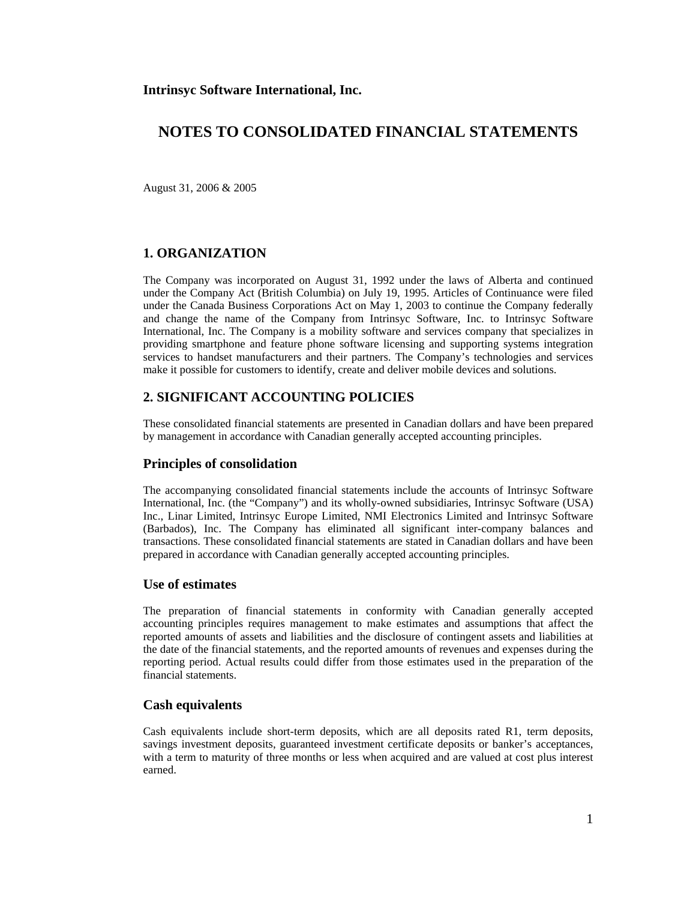**Intrinsyc Software International, Inc.**

# NOTES TO CONSOLIDATED FINANCIAL STATEMENTS

August 31, 2006 & 2005

## 1. ORGANIZATION

The Company was incorporated on August 31, 1992 under the laws of Alberta and continued under the Company Act (British Columbia) on July 19, 1995. Articles of Continuance were filed under the Canada Business Corporations Act on May 1, 2003 to continue the Company federally and change the name of the Company from Intrinsyc Software, Inc. to Intrinsyc Software International, Inc. The Company is a mobility software and services company that specializes in providing smartphone and feature phone software licensing and supporting systems integration services to handset manufacturers and their partners. The Company's technologies and services make it possible for customers to identify, create and deliver mobile devices and solutions.

## 2. SIGNIFICANT ACCOUNTING POLICIES

These consolidated financial statements are presented in Canadian dollars and have been prepared by management in accordance with Canadian generally accepted accounting principles.

### Principles of consolidation

The accompanying consolidated financial statements include the accounts of Intrinsyc Software International, Inc. (the "Company") and its wholly-owned subsidiaries, Intrinsyc Software (USA) Inc., Linar Limited, Intrinsyc Europe Limited, NMI Electronics Limited and Intrinsyc Software (Barbados), Inc. The Company has eliminated all significant inter-company balances and transactions. These consolidated financial statements are stated in Canadian dollars and have been prepared in accordance with Canadian generally accepted accounting principles.

### Use of estimates

The preparation of financial statements in conformity with Canadian generally accepted accounting principles requires management to make estimates and assumptions that affect the reported amounts of assets and liabilities and the disclosure of contingent assets and liabilities at the date of the financial statements, and the reported amounts of revenues and expenses during the reporting period. Actual results could differ from those estimates used in the preparation of the financial statements.

### Cash equivalents

Cash equivalents include short-term deposits, which are all deposits rated R1, term deposits, savings investment deposits, guaranteed investment certificate deposits or banker's acceptances, with a term to maturity of three months or less when acquired and are valued at cost plus interest earned.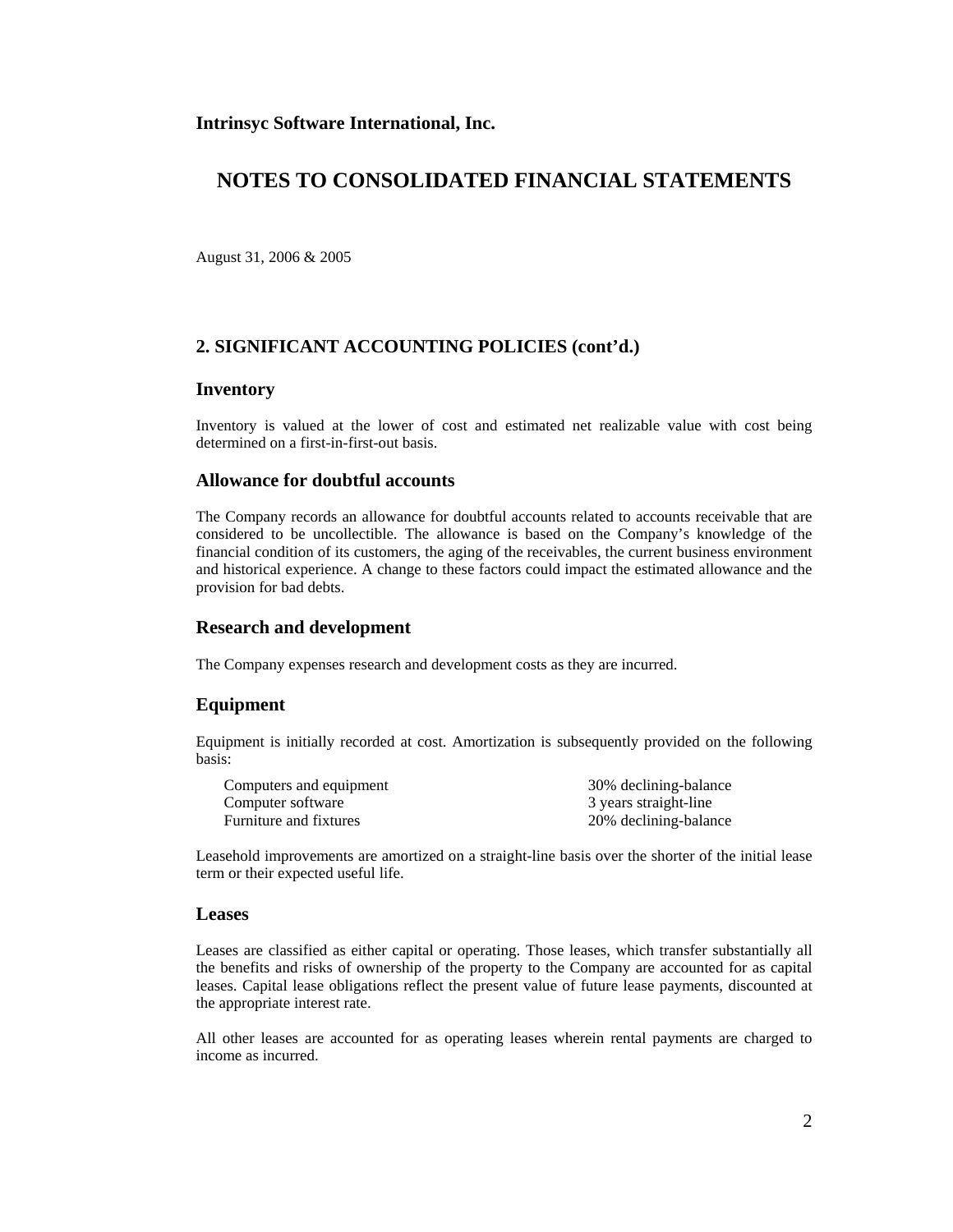**Intrinsyc Software International, Inc.**

# NOTES TO CONSOLIDATED FINANCIAL STATEMENTS

August 31, 2006 & 2005

## 2. SIGNIFICANT ACCOUNTING POLICIES (cont'd.)

### Inventory

Inventory is valued at the lower of cost and estimated net realizable value with cost being determined on a first-in-first-out basis.

### Allowance for doubtful accounts

The Company records an allowance for doubtful accounts related to accounts receivable that are considered to be uncollectible. The allowance is based on the Company's knowledge of the financial condition of its customers, the aging of the receivables, the current business environment and historical experience. A change to these factors could impact the estimated allowance and the provision for bad debts.

### Research and development

The Company expenses research and development costs as they are incurred.

### Equipment

Equipment is initially recorded at cost. Amortization is subsequently provided on the following basis:

| | |
|---|---|
| Computers and equipment | 30% declining-balance |
| Computer software | 3 years straight-line |
| Furniture and fixtures | 20% declining-balance |

Leasehold improvements are amortized on a straight-line basis over the shorter of the initial lease term or their expected useful life.

### Leases

Leases are classified as either capital or operating. Those leases, which transfer substantially all the benefits and risks of ownership of the property to the Company are accounted for as capital leases. Capital lease obligations reflect the present value of future lease payments, discounted at the appropriate interest rate.

All other leases are accounted for as operating leases wherein rental payments are charged to income as incurred.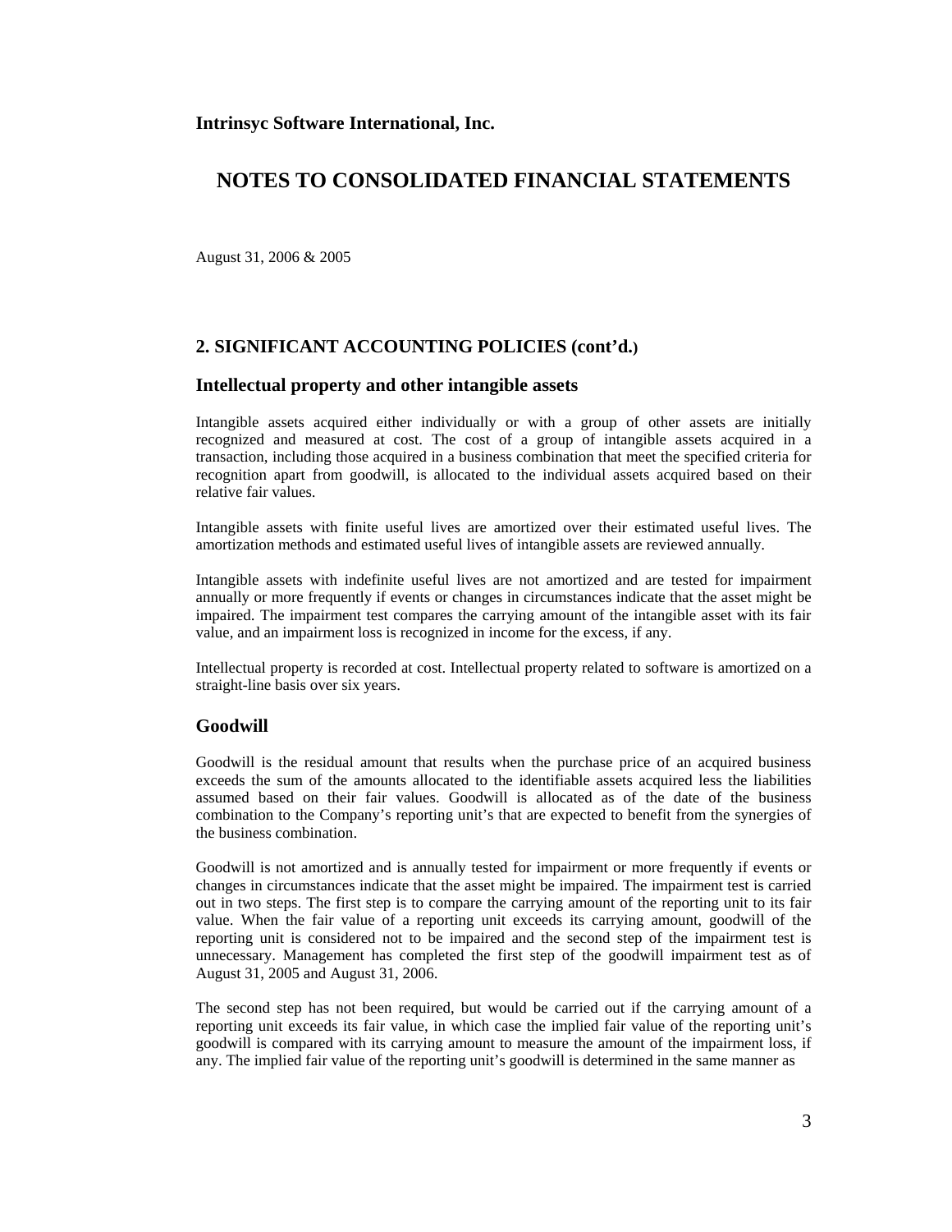**Intrinsyc Software International, Inc.**

# NOTES TO CONSOLIDATED FINANCIAL STATEMENTS

August 31, 2006 & 2005

## 2. SIGNIFICANT ACCOUNTING POLICIES (cont'd.)

### Intellectual property and other intangible assets

Intangible assets acquired either individually or with a group of other assets are initially recognized and measured at cost. The cost of a group of intangible assets acquired in a transaction, including those acquired in a business combination that meet the specified criteria for recognition apart from goodwill, is allocated to the individual assets acquired based on their relative fair values.

Intangible assets with finite useful lives are amortized over their estimated useful lives. The amortization methods and estimated useful lives of intangible assets are reviewed annually.

Intangible assets with indefinite useful lives are not amortized and are tested for impairment annually or more frequently if events or changes in circumstances indicate that the asset might be impaired. The impairment test compares the carrying amount of the intangible asset with its fair value, and an impairment loss is recognized in income for the excess, if any.

Intellectual property is recorded at cost. Intellectual property related to software is amortized on a straight-line basis over six years.

### Goodwill

Goodwill is the residual amount that results when the purchase price of an acquired business exceeds the sum of the amounts allocated to the identifiable assets acquired less the liabilities assumed based on their fair values. Goodwill is allocated as of the date of the business combination to the Company's reporting unit's that are expected to benefit from the synergies of the business combination.

Goodwill is not amortized and is annually tested for impairment or more frequently if events or changes in circumstances indicate that the asset might be impaired. The impairment test is carried out in two steps. The first step is to compare the carrying amount of the reporting unit to its fair value. When the fair value of a reporting unit exceeds its carrying amount, goodwill of the reporting unit is considered not to be impaired and the second step of the impairment test is unnecessary. Management has completed the first step of the goodwill impairment test as of August 31, 2005 and August 31, 2006.

The second step has not been required, but would be carried out if the carrying amount of a reporting unit exceeds its fair value, in which case the implied fair value of the reporting unit's goodwill is compared with its carrying amount to measure the amount of the impairment loss, if any. The implied fair value of the reporting unit's goodwill is determined in the same manner as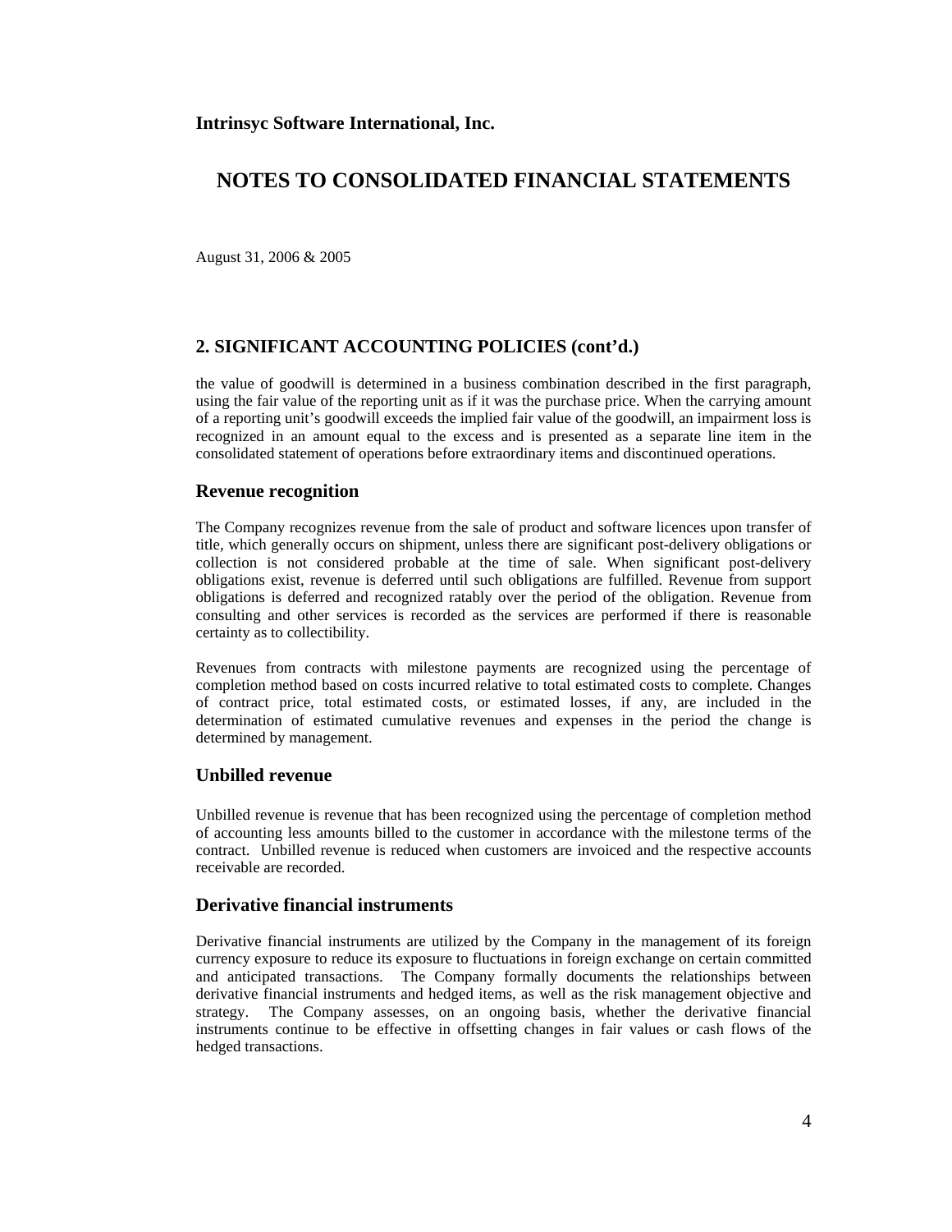**Intrinsyc Software International, Inc.**

# NOTES TO CONSOLIDATED FINANCIAL STATEMENTS

August 31, 2006 & 2005

## 2. SIGNIFICANT ACCOUNTING POLICIES (cont'd.)

the value of goodwill is determined in a business combination described in the first paragraph, using the fair value of the reporting unit as if it was the purchase price. When the carrying amount of a reporting unit's goodwill exceeds the implied fair value of the goodwill, an impairment loss is recognized in an amount equal to the excess and is presented as a separate line item in the consolidated statement of operations before extraordinary items and discontinued operations.

### Revenue recognition

The Company recognizes revenue from the sale of product and software licences upon transfer of title, which generally occurs on shipment, unless there are significant post-delivery obligations or collection is not considered probable at the time of sale. When significant post-delivery obligations exist, revenue is deferred until such obligations are fulfilled. Revenue from support obligations is deferred and recognized ratably over the period of the obligation. Revenue from consulting and other services is recorded as the services are performed if there is reasonable certainty as to collectibility.

Revenues from contracts with milestone payments are recognized using the percentage of completion method based on costs incurred relative to total estimated costs to complete. Changes of contract price, total estimated costs, or estimated losses, if any, are included in the determination of estimated cumulative revenues and expenses in the period the change is determined by management.

### Unbilled revenue

Unbilled revenue is revenue that has been recognized using the percentage of completion method of accounting less amounts billed to the customer in accordance with the milestone terms of the contract. Unbilled revenue is reduced when customers are invoiced and the respective accounts receivable are recorded.

### Derivative financial instruments

Derivative financial instruments are utilized by the Company in the management of its foreign currency exposure to reduce its exposure to fluctuations in foreign exchange on certain committed and anticipated transactions. The Company formally documents the relationships between derivative financial instruments and hedged items, as well as the risk management objective and strategy. The Company assesses, on an ongoing basis, whether the derivative financial instruments continue to be effective in offsetting changes in fair values or cash flows of the hedged transactions.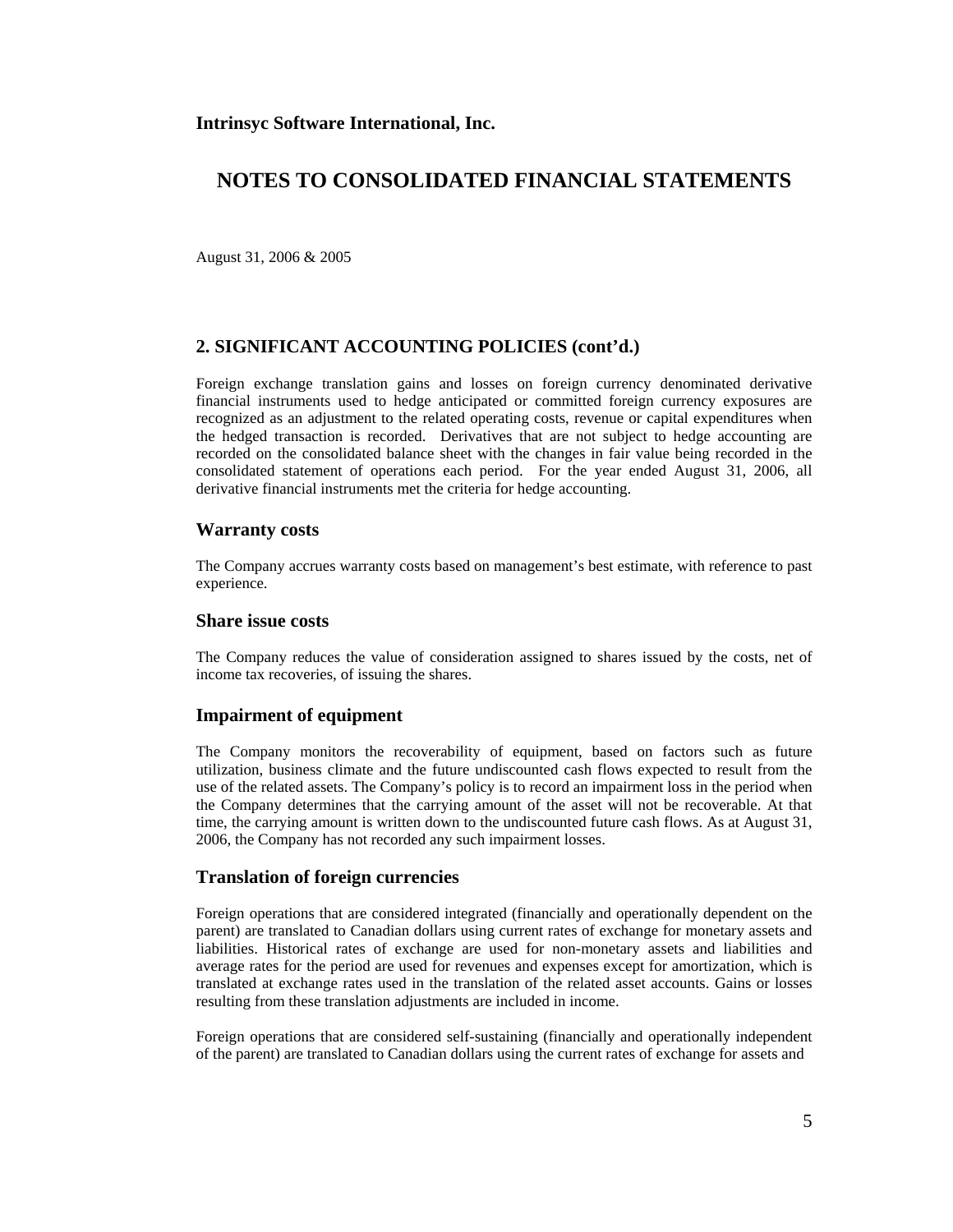**Intrinsyc Software International, Inc.**

# NOTES TO CONSOLIDATED FINANCIAL STATEMENTS

August 31, 2006 & 2005

## 2. SIGNIFICANT ACCOUNTING POLICIES (cont'd.)

Foreign exchange translation gains and losses on foreign currency denominated derivative financial instruments used to hedge anticipated or committed foreign currency exposures are recognized as an adjustment to the related operating costs, revenue or capital expenditures when the hedged transaction is recorded. Derivatives that are not subject to hedge accounting are recorded on the consolidated balance sheet with the changes in fair value being recorded in the consolidated statement of operations each period. For the year ended August 31, 2006, all derivative financial instruments met the criteria for hedge accounting.

### Warranty costs

The Company accrues warranty costs based on management's best estimate, with reference to past experience.

### Share issue costs

The Company reduces the value of consideration assigned to shares issued by the costs, net of income tax recoveries, of issuing the shares.

### Impairment of equipment

The Company monitors the recoverability of equipment, based on factors such as future utilization, business climate and the future undiscounted cash flows expected to result from the use of the related assets. The Company's policy is to record an impairment loss in the period when the Company determines that the carrying amount of the asset will not be recoverable. At that time, the carrying amount is written down to the undiscounted future cash flows. As at August 31, 2006, the Company has not recorded any such impairment losses.

### Translation of foreign currencies

Foreign operations that are considered integrated (financially and operationally dependent on the parent) are translated to Canadian dollars using current rates of exchange for monetary assets and liabilities. Historical rates of exchange are used for non-monetary assets and liabilities and average rates for the period are used for revenues and expenses except for amortization, which is translated at exchange rates used in the translation of the related asset accounts. Gains or losses resulting from these translation adjustments are included in income.

Foreign operations that are considered self-sustaining (financially and operationally independent of the parent) are translated to Canadian dollars using the current rates of exchange for assets and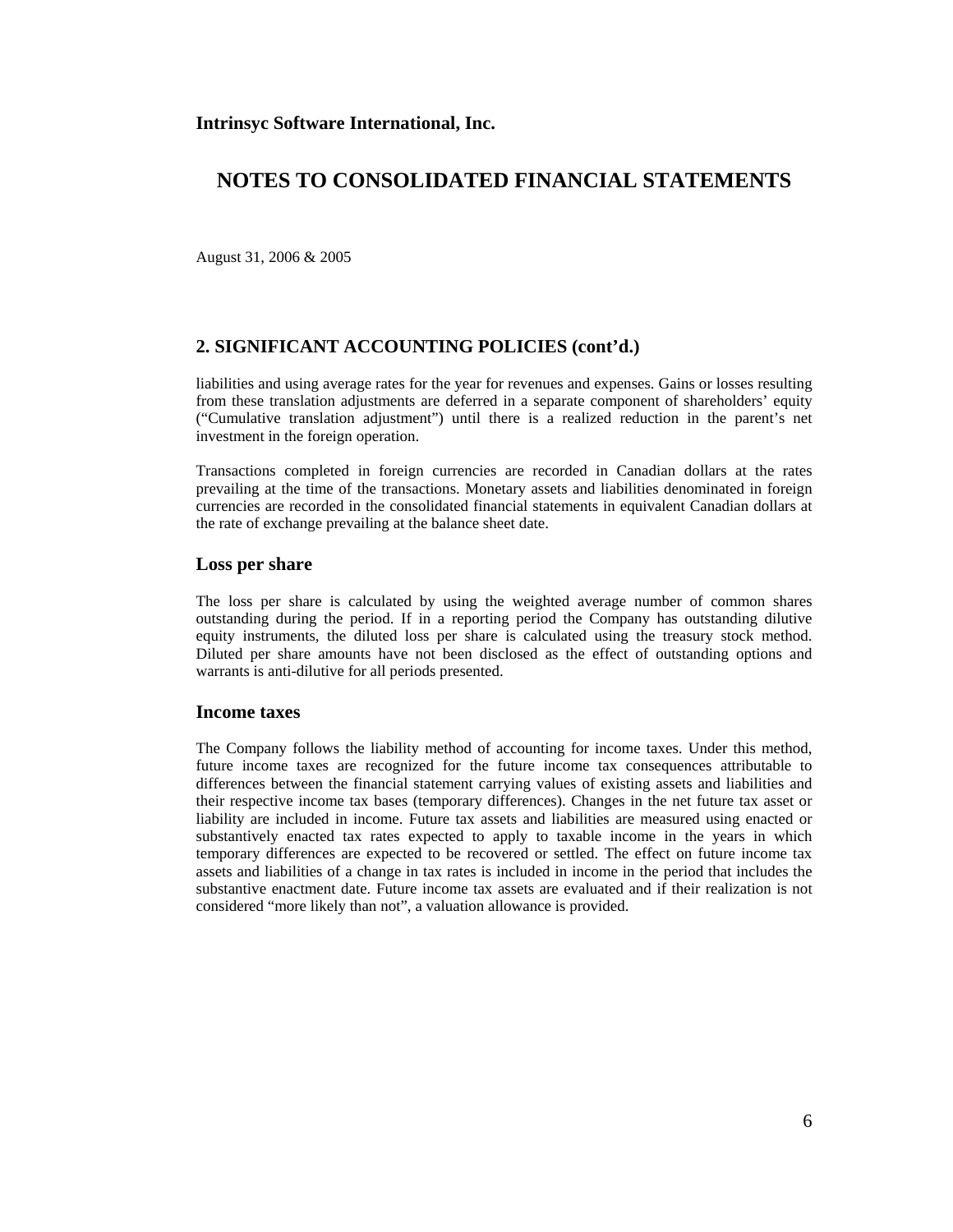**Intrinsyc Software International, Inc.**

# NOTES TO CONSOLIDATED FINANCIAL STATEMENTS

August 31, 2006 & 2005

## 2. SIGNIFICANT ACCOUNTING POLICIES (cont'd.)

liabilities and using average rates for the year for revenues and expenses. Gains or losses resulting from these translation adjustments are deferred in a separate component of shareholders' equity ("Cumulative translation adjustment") until there is a realized reduction in the parent's net investment in the foreign operation.

Transactions completed in foreign currencies are recorded in Canadian dollars at the rates prevailing at the time of the transactions. Monetary assets and liabilities denominated in foreign currencies are recorded in the consolidated financial statements in equivalent Canadian dollars at the rate of exchange prevailing at the balance sheet date.

### Loss per share

The loss per share is calculated by using the weighted average number of common shares outstanding during the period. If in a reporting period the Company has outstanding dilutive equity instruments, the diluted loss per share is calculated using the treasury stock method. Diluted per share amounts have not been disclosed as the effect of outstanding options and warrants is anti-dilutive for all periods presented.

### Income taxes

The Company follows the liability method of accounting for income taxes. Under this method, future income taxes are recognized for the future income tax consequences attributable to differences between the financial statement carrying values of existing assets and liabilities and their respective income tax bases (temporary differences). Changes in the net future tax asset or liability are included in income. Future tax assets and liabilities are measured using enacted or substantively enacted tax rates expected to apply to taxable income in the years in which temporary differences are expected to be recovered or settled. The effect on future income tax assets and liabilities of a change in tax rates is included in income in the period that includes the substantive enactment date. Future income tax assets are evaluated and if their realization is not considered "more likely than not", a valuation allowance is provided.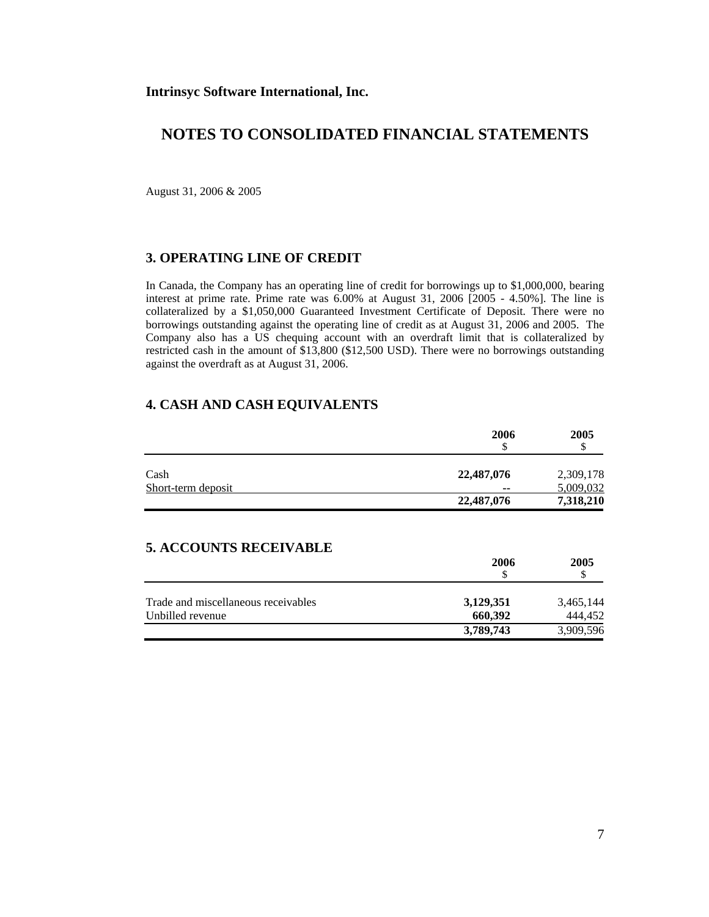**Intrinsyc Software International, Inc.**

# NOTES TO CONSOLIDATED FINANCIAL STATEMENTS

August 31, 2006 & 2005

## 3. OPERATING LINE OF CREDIT

In Canada, the Company has an operating line of credit for borrowings up to $1,000,000, bearing interest at prime rate. Prime rate was 6.00% at August 31, 2006 [2005 - 4.50%]. The line is collateralized by a $1,050,000 Guaranteed Investment Certificate of Deposit. There were no borrowings outstanding against the operating line of credit as at August 31, 2006 and 2005. The Company also has a US chequing account with an overdraft limit that is collateralized by restricted cash in the amount of $13,800 ($12,500 USD). There were no borrowings outstanding against the overdraft as at August 31, 2006.

## 4. CASH AND CASH EQUIVALENTS

| | 2006<br>$ | 2005<br>$ |
|---|---|---|
| Cash | **22,487,076** | 2,309,178 |
| Short-term deposit | **--** | 5,009,032 |
| | **22,487,076** | **7,318,210** |

## 5. ACCOUNTS RECEIVABLE

| | 2006<br>$ | 2005<br>$ |
|---|---|---|
| Trade and miscellaneous receivables | **3,129,351** | 3,465,144 |
| Unbilled revenue | **660,392** | 444,452 |
| | **3,789,743** | 3,909,596 |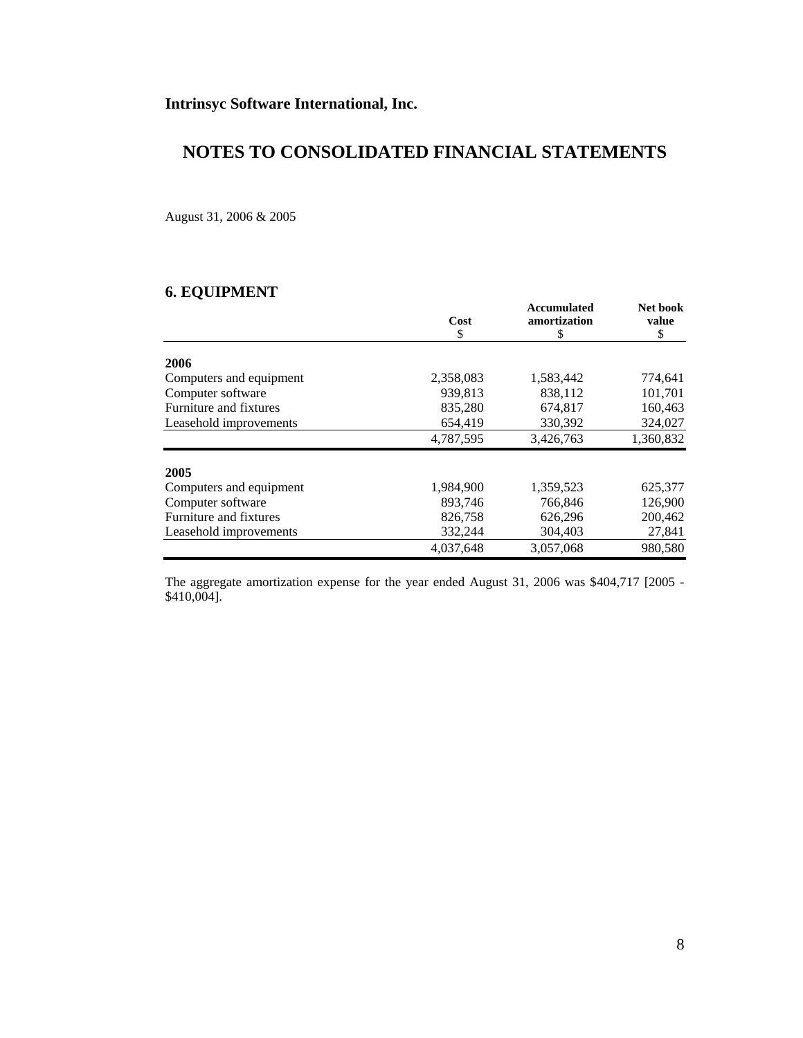**Intrinsyc Software International, Inc.**

# NOTES TO CONSOLIDATED FINANCIAL STATEMENTS

August 31, 2006 & 2005

## 6. EQUIPMENT

| | Cost<br>$ | Accumulated amortization<br>$ | Net book value<br>$ |
|---|---|---|---|
| **2006** | | | |
| Computers and equipment | 2,358,083 | 1,583,442 | 774,641 |
| Computer software | 939,813 | 838,112 | 101,701 |
| Furniture and fixtures | 835,280 | 674,817 | 160,463 |
| Leasehold improvements | 654,419 | 330,392 | 324,027 |
| | 4,787,595 | 3,426,763 | 1,360,832 |
| **2005** | | | |
| Computers and equipment | 1,984,900 | 1,359,523 | 625,377 |
| Computer software | 893,746 | 766,846 | 126,900 |
| Furniture and fixtures | 826,758 | 626,296 | 200,462 |
| Leasehold improvements | 332,244 | 304,403 | 27,841 |
| | 4,037,648 | 3,057,068 | 980,580 |

The aggregate amortization expense for the year ended August 31, 2006 was $404,717 [2005 - $410,004].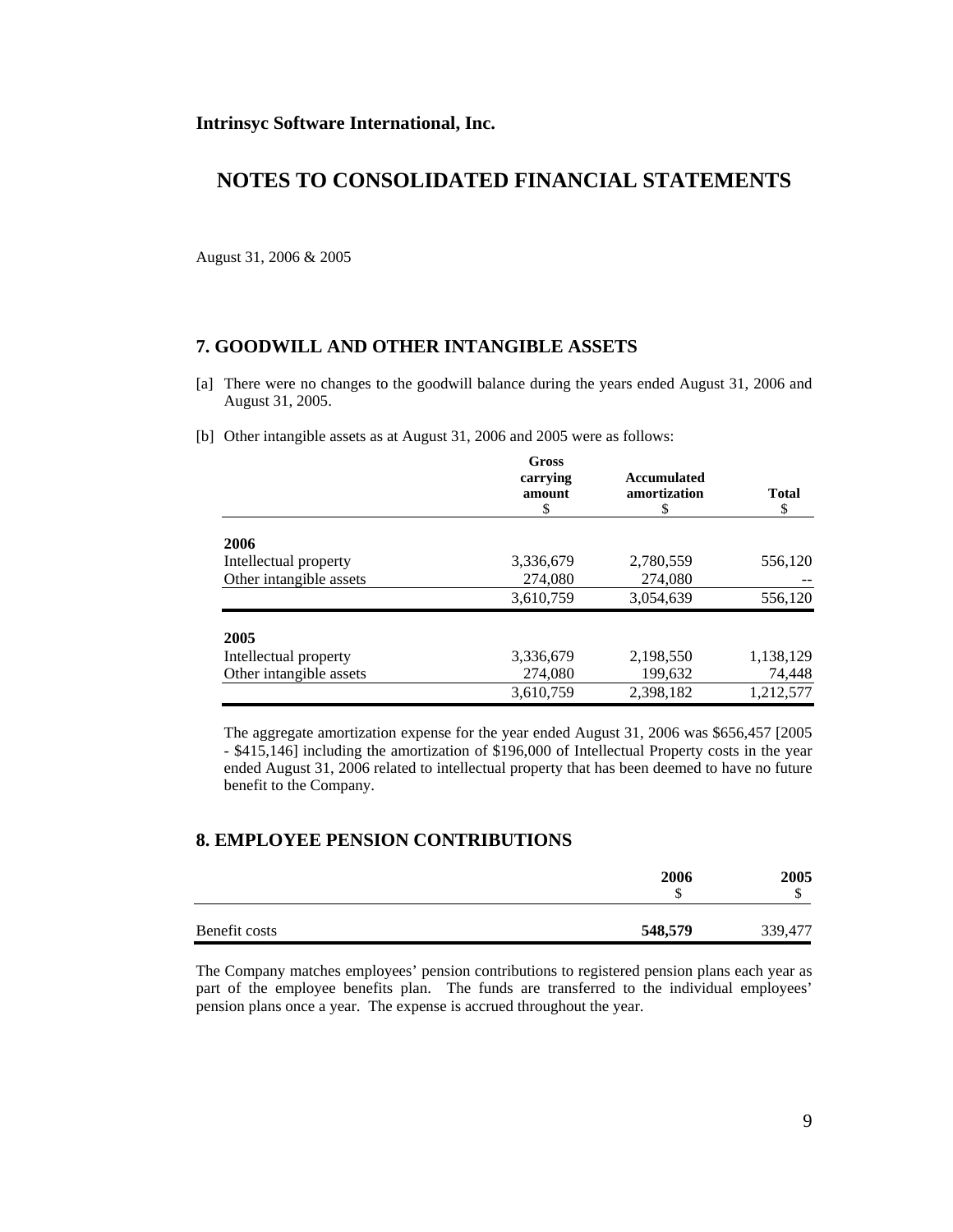**Intrinsyc Software International, Inc.**

# NOTES TO CONSOLIDATED FINANCIAL STATEMENTS

August 31, 2006 & 2005

## 7. GOODWILL AND OTHER INTANGIBLE ASSETS

[a] There were no changes to the goodwill balance during the years ended August 31, 2006 and August 31, 2005.

[b] Other intangible assets as at August 31, 2006 and 2005 were as follows:

| | Gross carrying amount $ | Accumulated amortization $ | Total $ |
|---|---|---|---|
| **2006** | | | |
| Intellectual property | 3,336,679 | 2,780,559 | 556,120 |
| Other intangible assets | 274,080 | 274,080 | -- |
| | 3,610,759 | 3,054,639 | 556,120 |
| **2005** | | | |
| Intellectual property | 3,336,679 | 2,198,550 | 1,138,129 |
| Other intangible assets | 274,080 | 199,632 | 74,448 |
| | 3,610,759 | 2,398,182 | 1,212,577 |

The aggregate amortization expense for the year ended August 31, 2006 was $656,457 [2005 - $415,146] including the amortization of $196,000 of Intellectual Property costs in the year ended August 31, 2006 related to intellectual property that has been deemed to have no future benefit to the Company.

## 8. EMPLOYEE PENSION CONTRIBUTIONS

| | 2006 $ | 2005 $ |
|---|---|---|
| Benefit costs | **548,579** | 339,477 |

The Company matches employees' pension contributions to registered pension plans each year as part of the employee benefits plan. The funds are transferred to the individual employees' pension plans once a year. The expense is accrued throughout the year.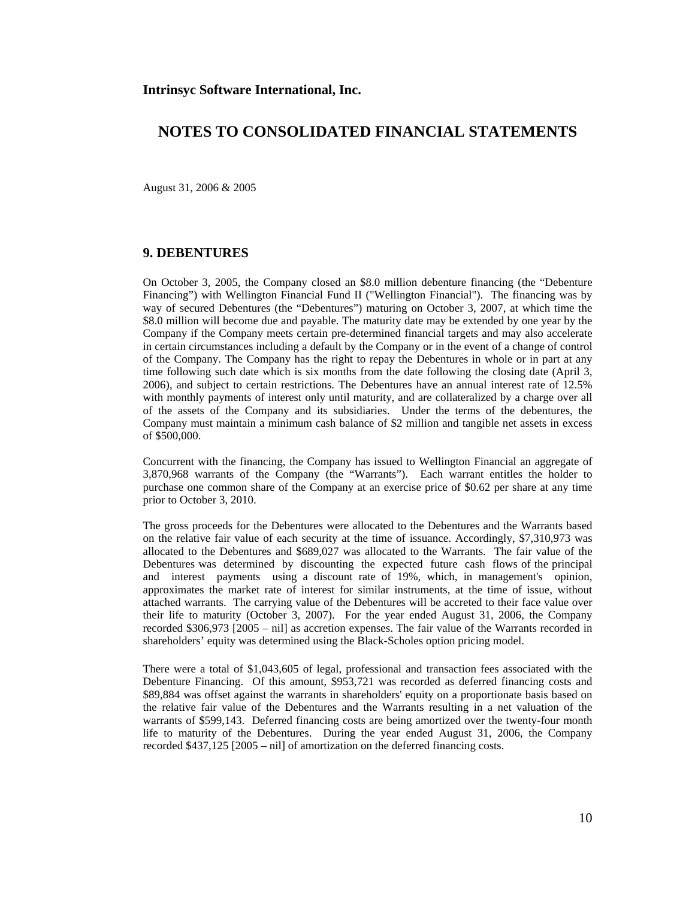**Intrinsyc Software International, Inc.**

# NOTES TO CONSOLIDATED FINANCIAL STATEMENTS

August 31, 2006 & 2005

## 9. DEBENTURES

On October 3, 2005, the Company closed an $8.0 million debenture financing (the "Debenture Financing") with Wellington Financial Fund II ("Wellington Financial"). The financing was by way of secured Debentures (the "Debentures") maturing on October 3, 2007, at which time the $8.0 million will become due and payable. The maturity date may be extended by one year by the Company if the Company meets certain pre-determined financial targets and may also accelerate in certain circumstances including a default by the Company or in the event of a change of control of the Company. The Company has the right to repay the Debentures in whole or in part at any time following such date which is six months from the date following the closing date (April 3, 2006), and subject to certain restrictions. The Debentures have an annual interest rate of 12.5% with monthly payments of interest only until maturity, and are collateralized by a charge over all of the assets of the Company and its subsidiaries. Under the terms of the debentures, the Company must maintain a minimum cash balance of $2 million and tangible net assets in excess of $500,000.

Concurrent with the financing, the Company has issued to Wellington Financial an aggregate of 3,870,968 warrants of the Company (the "Warrants"). Each warrant entitles the holder to purchase one common share of the Company at an exercise price of $0.62 per share at any time prior to October 3, 2010.

The gross proceeds for the Debentures were allocated to the Debentures and the Warrants based on the relative fair value of each security at the time of issuance. Accordingly, $7,310,973 was allocated to the Debentures and $689,027 was allocated to the Warrants. The fair value of the Debentures was determined by discounting the expected future cash flows of the principal and interest payments using a discount rate of 19%, which, in management's opinion, approximates the market rate of interest for similar instruments, at the time of issue, without attached warrants. The carrying value of the Debentures will be accreted to their face value over their life to maturity (October 3, 2007). For the year ended August 31, 2006, the Company recorded $306,973 [2005 – nil] as accretion expenses. The fair value of the Warrants recorded in shareholders' equity was determined using the Black-Scholes option pricing model.

There were a total of $1,043,605 of legal, professional and transaction fees associated with the Debenture Financing. Of this amount, $953,721 was recorded as deferred financing costs and $89,884 was offset against the warrants in shareholders' equity on a proportionate basis based on the relative fair value of the Debentures and the Warrants resulting in a net valuation of the warrants of $599,143. Deferred financing costs are being amortized over the twenty-four month life to maturity of the Debentures. During the year ended August 31, 2006, the Company recorded $437,125 [2005 – nil] of amortization on the deferred financing costs.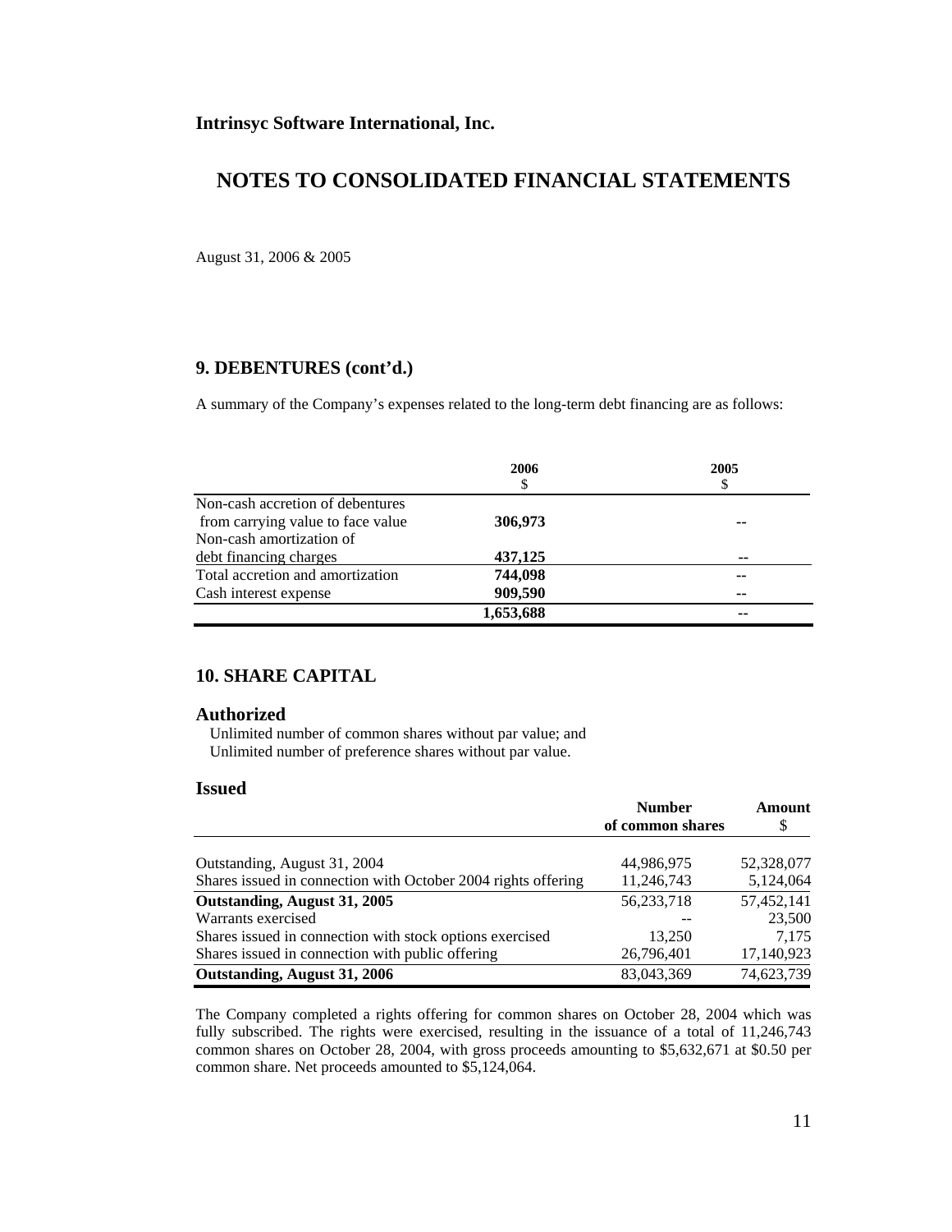**Intrinsyc Software International, Inc.**

# NOTES TO CONSOLIDATED FINANCIAL STATEMENTS

August 31, 2006 & 2005

## 9. DEBENTURES (cont'd.)

A summary of the Company's expenses related to the long-term debt financing are as follows:

| | 2006<br>$ | 2005<br>$ |
|---|---|---|
| Non-cash accretion of debentures from carrying value to face value | **306,973** | -- |
| Non-cash amortization of debt financing charges | **437,125** | -- |
| Total accretion and amortization | **744,098** | -- |
| Cash interest expense | **909,590** | -- |
| | **1,653,688** | -- |

## 10. SHARE CAPITAL

### Authorized

Unlimited number of common shares without par value; and
Unlimited number of preference shares without par value.

### Issued

| | Number of common shares | Amount<br>$ |
|---|---|---|
| Outstanding, August 31, 2004 | 44,986,975 | 52,328,077 |
| Shares issued in connection with October 2004 rights offering | 11,246,743 | 5,124,064 |
| **Outstanding, August 31, 2005** | 56,233,718 | 57,452,141 |
| Warrants exercised | -- | 23,500 |
| Shares issued in connection with stock options exercised | 13,250 | 7,175 |
| Shares issued in connection with public offering | 26,796,401 | 17,140,923 |
| **Outstanding, August 31, 2006** | 83,043,369 | 74,623,739 |

The Company completed a rights offering for common shares on October 28, 2004 which was fully subscribed. The rights were exercised, resulting in the issuance of a total of 11,246,743 common shares on October 28, 2004, with gross proceeds amounting to $5,632,671 at $0.50 per common share. Net proceeds amounted to $5,124,064.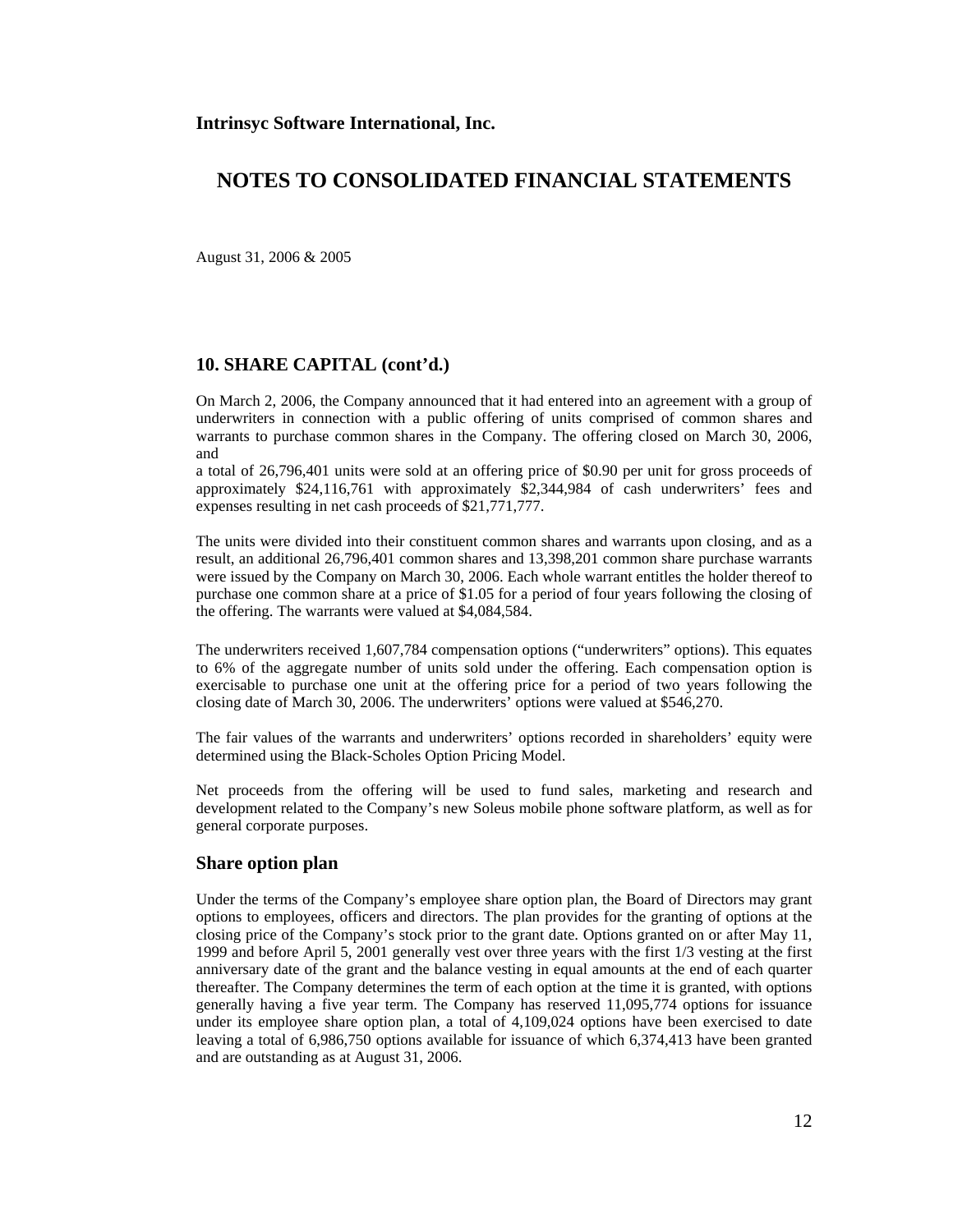**Intrinsyc Software International, Inc.**

# NOTES TO CONSOLIDATED FINANCIAL STATEMENTS

August 31, 2006 & 2005

## 10. SHARE CAPITAL (cont'd.)

On March 2, 2006, the Company announced that it had entered into an agreement with a group of underwriters in connection with a public offering of units comprised of common shares and warrants to purchase common shares in the Company. The offering closed on March 30, 2006, and
a total of 26,796,401 units were sold at an offering price of $0.90 per unit for gross proceeds of approximately $24,116,761 with approximately $2,344,984 of cash underwriters' fees and expenses resulting in net cash proceeds of $21,771,777.

The units were divided into their constituent common shares and warrants upon closing, and as a result, an additional 26,796,401 common shares and 13,398,201 common share purchase warrants were issued by the Company on March 30, 2006. Each whole warrant entitles the holder thereof to purchase one common share at a price of $1.05 for a period of four years following the closing of the offering. The warrants were valued at $4,084,584.

The underwriters received 1,607,784 compensation options ("underwriters" options). This equates to 6% of the aggregate number of units sold under the offering. Each compensation option is exercisable to purchase one unit at the offering price for a period of two years following the closing date of March 30, 2006. The underwriters' options were valued at $546,270.

The fair values of the warrants and underwriters' options recorded in shareholders' equity were determined using the Black-Scholes Option Pricing Model.

Net proceeds from the offering will be used to fund sales, marketing and research and development related to the Company's new Soleus mobile phone software platform, as well as for general corporate purposes.

### Share option plan

Under the terms of the Company's employee share option plan, the Board of Directors may grant options to employees, officers and directors. The plan provides for the granting of options at the closing price of the Company's stock prior to the grant date. Options granted on or after May 11, 1999 and before April 5, 2001 generally vest over three years with the first 1/3 vesting at the first anniversary date of the grant and the balance vesting in equal amounts at the end of each quarter thereafter. The Company determines the term of each option at the time it is granted, with options generally having a five year term. The Company has reserved 11,095,774 options for issuance under its employee share option plan, a total of 4,109,024 options have been exercised to date leaving a total of 6,986,750 options available for issuance of which 6,374,413 have been granted and are outstanding as at August 31, 2006.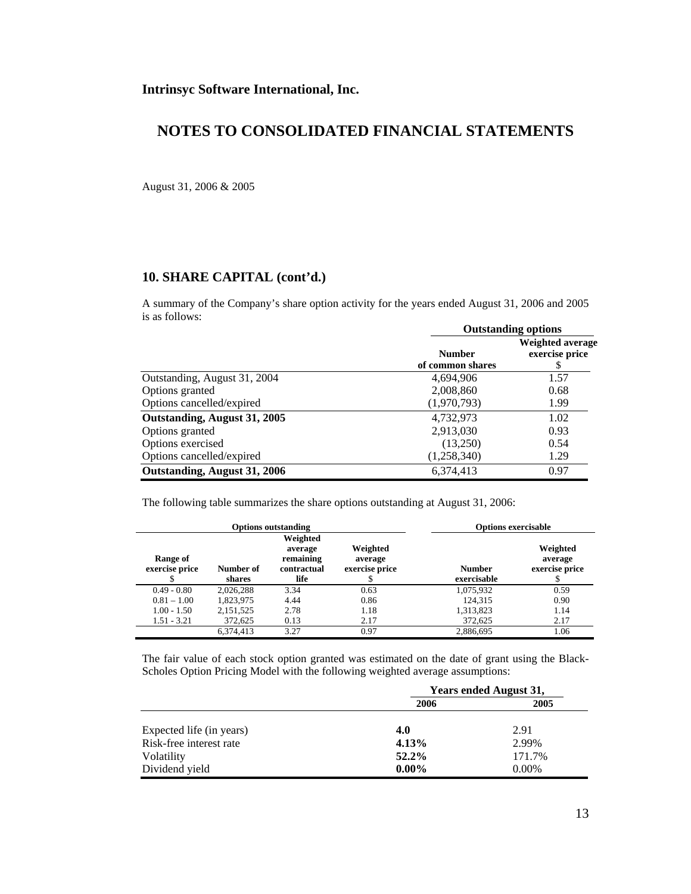**Intrinsyc Software International, Inc.**

# NOTES TO CONSOLIDATED FINANCIAL STATEMENTS

August 31, 2006 & 2005

## 10. SHARE CAPITAL (cont'd.)

A summary of the Company's share option activity for the years ended August 31, 2006 and 2005 is as follows:

| | Outstanding options | |
|---|---|---|
| | Number of common shares | Weighted average exercise price $ |
| Outstanding, August 31, 2004 | 4,694,906 | 1.57 |
| Options granted | 2,008,860 | 0.68 |
| Options cancelled/expired | (1,970,793) | 1.99 |
| **Outstanding, August 31, 2005** | 4,732,973 | 1.02 |
| Options granted | 2,913,030 | 0.93 |
| Options exercised | (13,250) | 0.54 |
| Options cancelled/expired | (1,258,340) | 1.29 |
| **Outstanding, August 31, 2006** | 6,374,413 | 0.97 |

The following table summarizes the share options outstanding at August 31, 2006:

| Options outstanding | | | | Options exercisable | |
|---|---|---|---|---|---|
| Range of exercise price $ | Number of shares | Weighted average remaining contractual life | Weighted average exercise price $ | Number exercisable | Weighted average exercise price $ |
| 0.49 - 0.80 | 2,026,288 | 3.34 | 0.63 | 1,075,932 | 0.59 |
| 0.81 – 1.00 | 1,823,975 | 4.44 | 0.86 | 124,315 | 0.90 |
| 1.00 - 1.50 | 2,151,525 | 2.78 | 1.18 | 1,313,823 | 1.14 |
| 1.51 - 3.21 | 372,625 | 0.13 | 2.17 | 372,625 | 2.17 |
| | 6,374,413 | 3.27 | 0.97 | 2,886,695 | 1.06 |

The fair value of each stock option granted was estimated on the date of grant using the Black-Scholes Option Pricing Model with the following weighted average assumptions:

| | Years ended August 31, | |
|---|---|---|
| | 2006 | 2005 |
| Expected life (in years) | **4.0** | 2.91 |
| Risk-free interest rate | **4.13%** | 2.99% |
| Volatility | **52.2%** | 171.7% |
| Dividend yield | **0.00%** | 0.00% |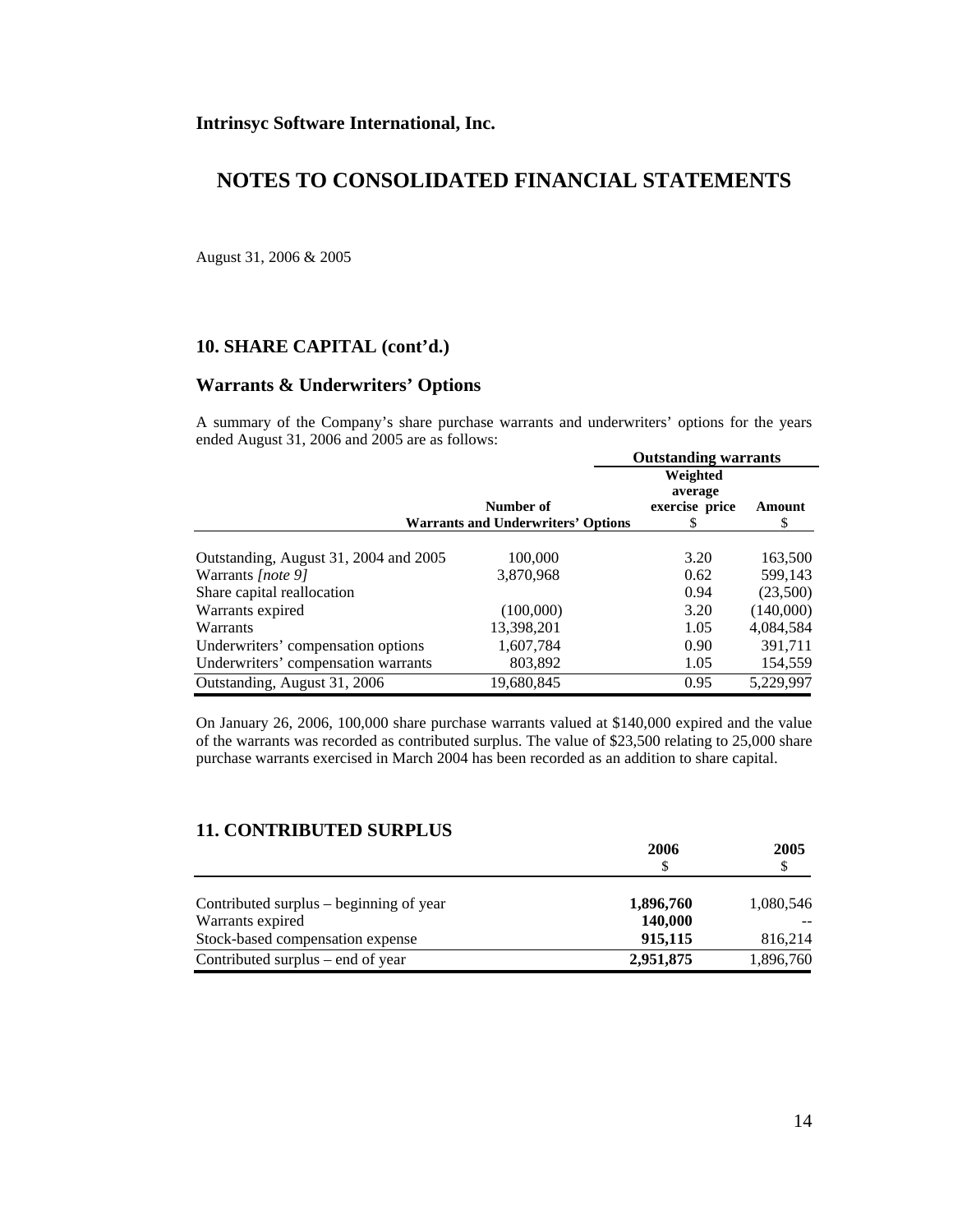Intrinsyc Software International, Inc.

# NOTES TO CONSOLIDATED FINANCIAL STATEMENTS

August 31, 2006 & 2005

## 10. SHARE CAPITAL (cont'd.)

### Warrants & Underwriters' Options

A summary of the Company's share purchase warrants and underwriters' options for the years ended August 31, 2006 and 2005 are as follows:

| | | Outstanding warrants | |
|---|---|---|---|
| | Number of Warrants and Underwriters' Options | Weighted average exercise price $ | Amount $ |
| Outstanding, August 31, 2004 and 2005 | 100,000 | 3.20 | 163,500 |
| Warrants *[note 9]* | 3,870,968 | 0.62 | 599,143 |
| Share capital reallocation | | 0.94 | (23,500) |
| Warrants expired | (100,000) | 3.20 | (140,000) |
| Warrants | 13,398,201 | 1.05 | 4,084,584 |
| Underwriters' compensation options | 1,607,784 | 0.90 | 391,711 |
| Underwriters' compensation warrants | 803,892 | 1.05 | 154,559 |
| Outstanding, August 31, 2006 | 19,680,845 | 0.95 | 5,229,997 |

On January 26, 2006, 100,000 share purchase warrants valued at $140,000 expired and the value of the warrants was recorded as contributed surplus. The value of $23,500 relating to 25,000 share purchase warrants exercised in March 2004 has been recorded as an addition to share capital.

## 11. CONTRIBUTED SURPLUS

| | 2006 $ | 2005 $ |
|---|---|---|
| Contributed surplus – beginning of year | **1,896,760** | 1,080,546 |
| Warrants expired | **140,000** | -- |
| Stock-based compensation expense | **915,115** | 816,214 |
| Contributed surplus – end of year | **2,951,875** | 1,896,760 |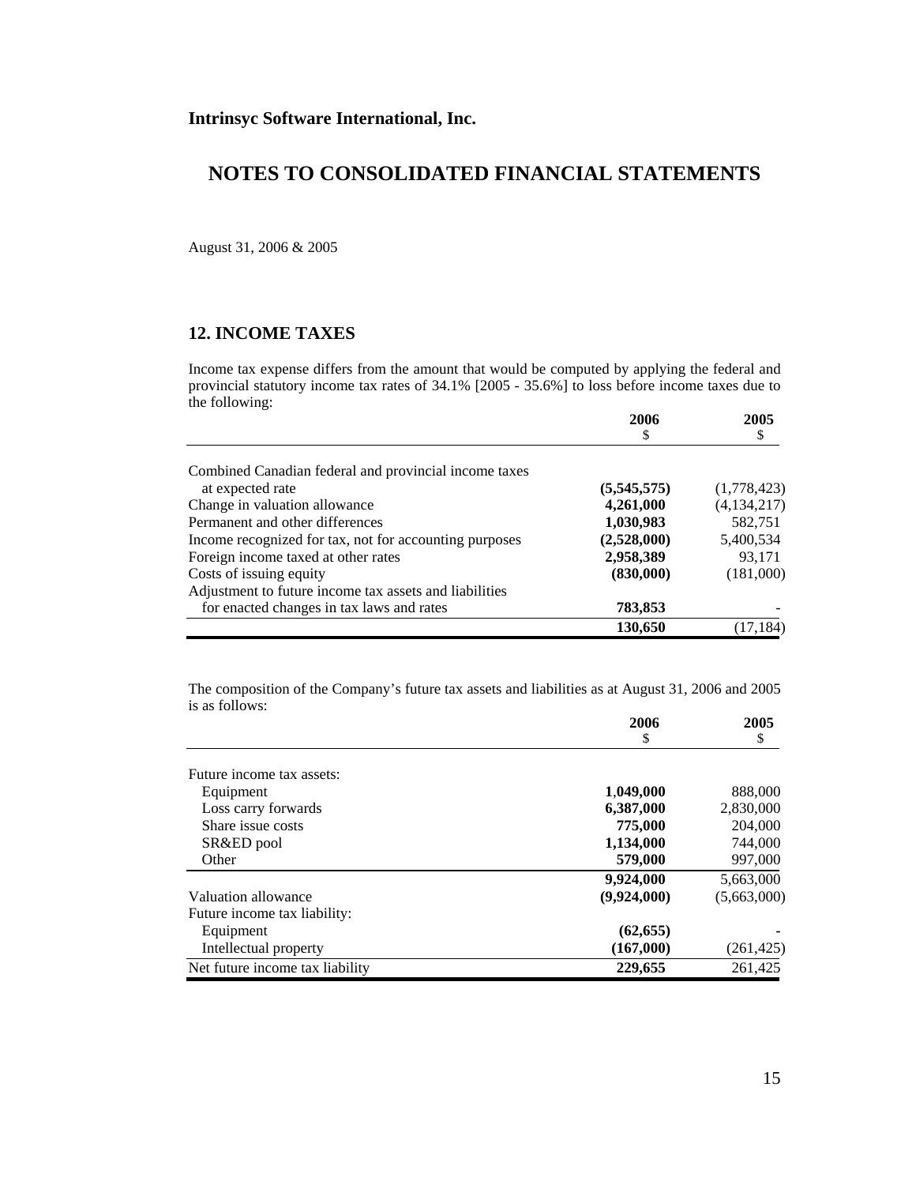**Intrinsyc Software International, Inc.**

# NOTES TO CONSOLIDATED FINANCIAL STATEMENTS

August 31, 2006 & 2005

## 12. INCOME TAXES

Income tax expense differs from the amount that would be computed by applying the federal and provincial statutory income tax rates of 34.1% [2005 - 35.6%] to loss before income taxes due to the following:

| | 2006<br>$ | 2005<br>$ |
|---|---|---|
| Combined Canadian federal and provincial income taxes at expected rate | **(5,545,575)** | (1,778,423) |
| Change in valuation allowance | **4,261,000** | (4,134,217) |
| Permanent and other differences | **1,030,983** | 582,751 |
| Income recognized for tax, not for accounting purposes | **(2,528,000)** | 5,400,534 |
| Foreign income taxed at other rates | **2,958,389** | 93,171 |
| Costs of issuing equity | **(830,000)** | (181,000) |
| Adjustment to future income tax assets and liabilities for enacted changes in tax laws and rates | **783,853** | - |
| | **130,650** | (17,184) |

The composition of the Company's future tax assets and liabilities as at August 31, 2006 and 2005 is as follows:

| | 2006<br>$ | 2005<br>$ |
|---|---|---|
| Future income tax assets: | | |
| Equipment | **1,049,000** | 888,000 |
| Loss carry forwards | **6,387,000** | 2,830,000 |
| Share issue costs | **775,000** | 204,000 |
| SR&ED pool | **1,134,000** | 744,000 |
| Other | **579,000** | 997,000 |
| | **9,924,000** | 5,663,000 |
| Valuation allowance | **(9,924,000)** | (5,663,000) |
| Future income tax liability: | | |
| Equipment | **(62,655)** | - |
| Intellectual property | **(167,000)** | (261,425) |
| Net future income tax liability | **229,655** | 261,425 |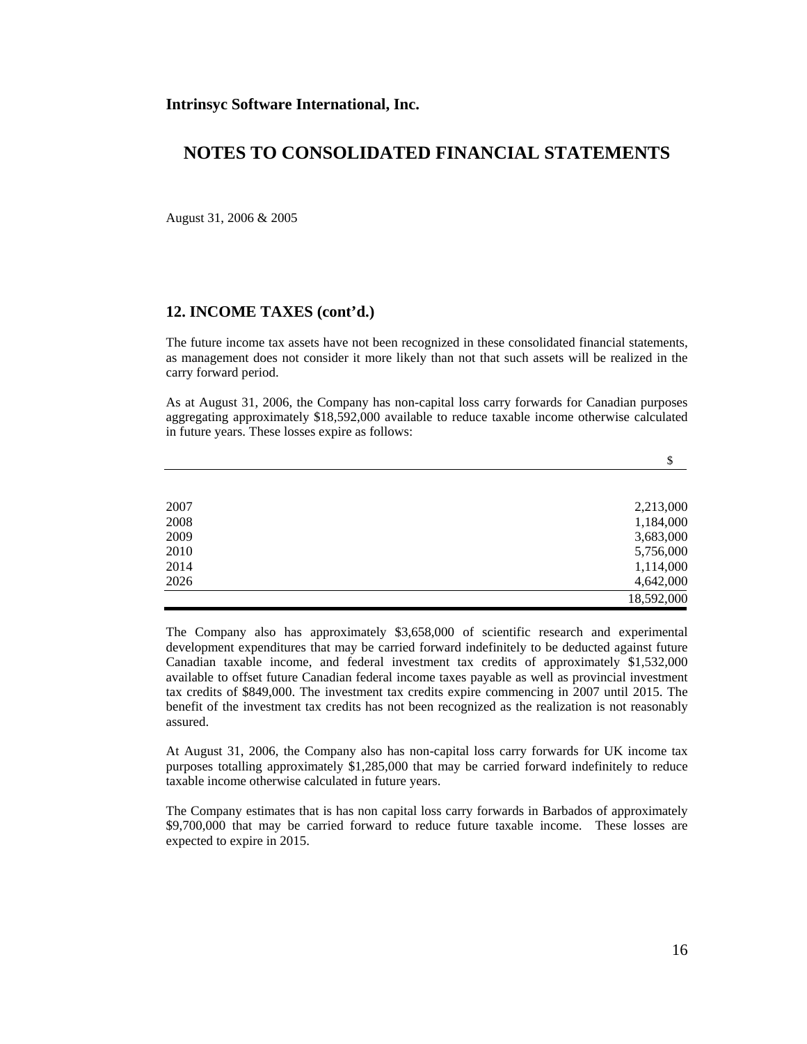**Intrinsyc Software International, Inc.**

# NOTES TO CONSOLIDATED FINANCIAL STATEMENTS

August 31, 2006 & 2005

## 12. INCOME TAXES (cont'd.)

The future income tax assets have not been recognized in these consolidated financial statements, as management does not consider it more likely than not that such assets will be realized in the carry forward period.

As at August 31, 2006, the Company has non-capital loss carry forwards for Canadian purposes aggregating approximately $18,592,000 available to reduce taxable income otherwise calculated in future years. These losses expire as follows:

| | $ |
|---|---|
| 2007 | 2,213,000 |
| 2008 | 1,184,000 |
| 2009 | 3,683,000 |
| 2010 | 5,756,000 |
| 2014 | 1,114,000 |
| 2026 | 4,642,000 |
| | 18,592,000 |

The Company also has approximately $3,658,000 of scientific research and experimental development expenditures that may be carried forward indefinitely to be deducted against future Canadian taxable income, and federal investment tax credits of approximately $1,532,000 available to offset future Canadian federal income taxes payable as well as provincial investment tax credits of $849,000. The investment tax credits expire commencing in 2007 until 2015. The benefit of the investment tax credits has not been recognized as the realization is not reasonably assured.

At August 31, 2006, the Company also has non-capital loss carry forwards for UK income tax purposes totalling approximately $1,285,000 that may be carried forward indefinitely to reduce taxable income otherwise calculated in future years.

The Company estimates that is has non capital loss carry forwards in Barbados of approximately $9,700,000 that may be carried forward to reduce future taxable income. These losses are expected to expire in 2015.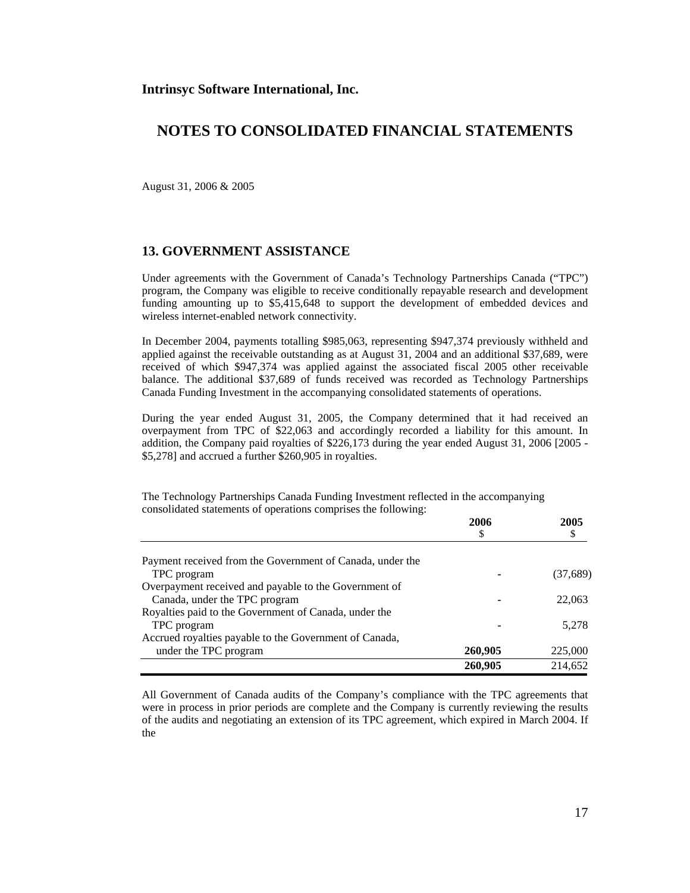**Intrinsyc Software International, Inc.**

# NOTES TO CONSOLIDATED FINANCIAL STATEMENTS

August 31, 2006 & 2005

## 13. GOVERNMENT ASSISTANCE

Under agreements with the Government of Canada's Technology Partnerships Canada ("TPC") program, the Company was eligible to receive conditionally repayable research and development funding amounting up to $5,415,648 to support the development of embedded devices and wireless internet-enabled network connectivity.

In December 2004, payments totalling $985,063, representing $947,374 previously withheld and applied against the receivable outstanding as at August 31, 2004 and an additional $37,689, were received of which $947,374 was applied against the associated fiscal 2005 other receivable balance. The additional $37,689 of funds received was recorded as Technology Partnerships Canada Funding Investment in the accompanying consolidated statements of operations.

During the year ended August 31, 2005, the Company determined that it had received an overpayment from TPC of $22,063 and accordingly recorded a liability for this amount. In addition, the Company paid royalties of $226,173 during the year ended August 31, 2006 [2005 - $5,278] and accrued a further $260,905 in royalties.

The Technology Partnerships Canada Funding Investment reflected in the accompanying consolidated statements of operations comprises the following:

| | 2006<br>$ | 2005<br>$ |
|---|---|---|
| Payment received from the Government of Canada, under the TPC program | - | (37,689) |
| Overpayment received and payable to the Government of Canada, under the TPC program | - | 22,063 |
| Royalties paid to the Government of Canada, under the TPC program | - | 5,278 |
| Accrued royalties payable to the Government of Canada, under the TPC program | **260,905** | 225,000 |
| | **260,905** | 214,652 |

All Government of Canada audits of the Company's compliance with the TPC agreements that were in process in prior periods are complete and the Company is currently reviewing the results of the audits and negotiating an extension of its TPC agreement, which expired in March 2004. If the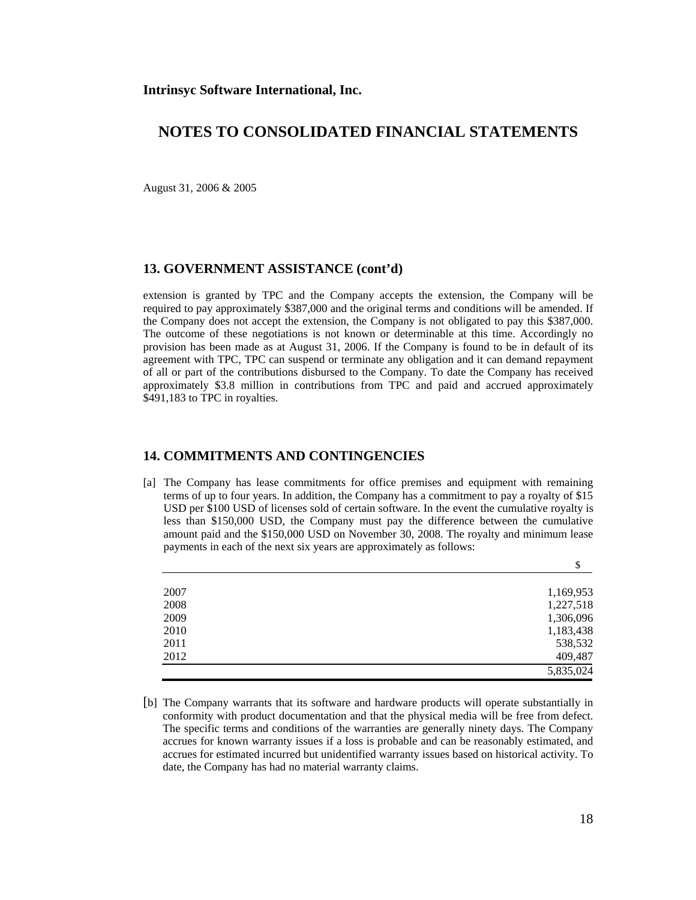**Intrinsyc Software International, Inc.**

# NOTES TO CONSOLIDATED FINANCIAL STATEMENTS

August 31, 2006 & 2005

## 13. GOVERNMENT ASSISTANCE (cont'd)

extension is granted by TPC and the Company accepts the extension, the Company will be required to pay approximately $387,000 and the original terms and conditions will be amended. If the Company does not accept the extension, the Company is not obligated to pay this $387,000. The outcome of these negotiations is not known or determinable at this time. Accordingly no provision has been made as at August 31, 2006. If the Company is found to be in default of its agreement with TPC, TPC can suspend or terminate any obligation and it can demand repayment of all or part of the contributions disbursed to the Company. To date the Company has received approximately $3.8 million in contributions from TPC and paid and accrued approximately $491,183 to TPC in royalties.

## 14. COMMITMENTS AND CONTINGENCIES

[a] The Company has lease commitments for office premises and equipment with remaining terms of up to four years. In addition, the Company has a commitment to pay a royalty of $15 USD per $100 USD of licenses sold of certain software. In the event the cumulative royalty is less than $150,000 USD, the Company must pay the difference between the cumulative amount paid and the $150,000 USD on November 30, 2008. The royalty and minimum lease payments in each of the next six years are approximately as follows:

| | $ |
|---|---|
| 2007 | 1,169,953 |
| 2008 | 1,227,518 |
| 2009 | 1,306,096 |
| 2010 | 1,183,438 |
| 2011 | 538,532 |
| 2012 | 409,487 |
| | 5,835,024 |

[b] The Company warrants that its software and hardware products will operate substantially in conformity with product documentation and that the physical media will be free from defect. The specific terms and conditions of the warranties are generally ninety days. The Company accrues for known warranty issues if a loss is probable and can be reasonably estimated, and accrues for estimated incurred but unidentified warranty issues based on historical activity. To date, the Company has had no material warranty claims.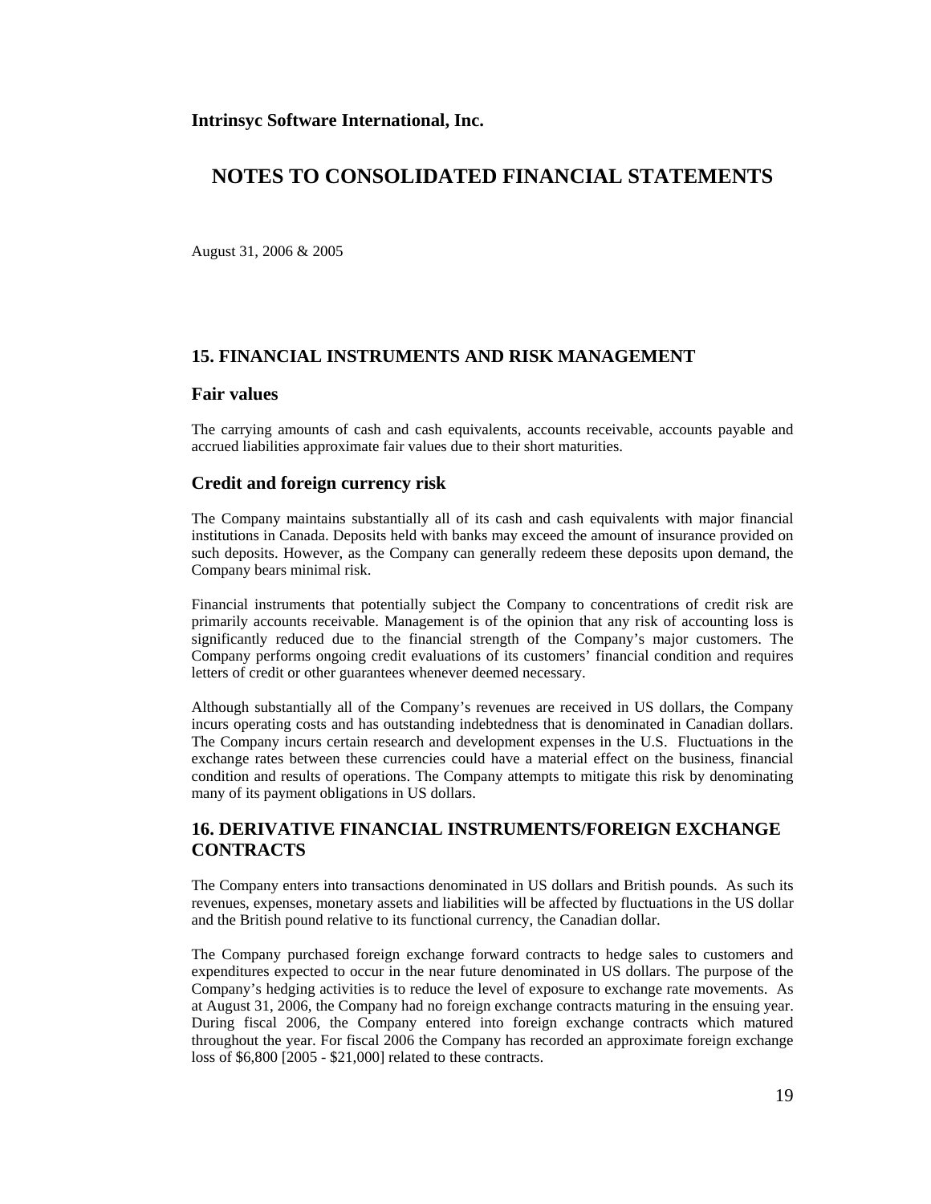**Intrinsyc Software International, Inc.**

# NOTES TO CONSOLIDATED FINANCIAL STATEMENTS

August 31, 2006 & 2005

## 15. FINANCIAL INSTRUMENTS AND RISK MANAGEMENT

### Fair values

The carrying amounts of cash and cash equivalents, accounts receivable, accounts payable and accrued liabilities approximate fair values due to their short maturities.

### Credit and foreign currency risk

The Company maintains substantially all of its cash and cash equivalents with major financial institutions in Canada. Deposits held with banks may exceed the amount of insurance provided on such deposits. However, as the Company can generally redeem these deposits upon demand, the Company bears minimal risk.

Financial instruments that potentially subject the Company to concentrations of credit risk are primarily accounts receivable. Management is of the opinion that any risk of accounting loss is significantly reduced due to the financial strength of the Company's major customers. The Company performs ongoing credit evaluations of its customers' financial condition and requires letters of credit or other guarantees whenever deemed necessary.

Although substantially all of the Company's revenues are received in US dollars, the Company incurs operating costs and has outstanding indebtedness that is denominated in Canadian dollars. The Company incurs certain research and development expenses in the U.S. Fluctuations in the exchange rates between these currencies could have a material effect on the business, financial condition and results of operations. The Company attempts to mitigate this risk by denominating many of its payment obligations in US dollars.

## 16. DERIVATIVE FINANCIAL INSTRUMENTS/FOREIGN EXCHANGE CONTRACTS

The Company enters into transactions denominated in US dollars and British pounds. As such its revenues, expenses, monetary assets and liabilities will be affected by fluctuations in the US dollar and the British pound relative to its functional currency, the Canadian dollar.

The Company purchased foreign exchange forward contracts to hedge sales to customers and expenditures expected to occur in the near future denominated in US dollars. The purpose of the Company's hedging activities is to reduce the level of exposure to exchange rate movements. As at August 31, 2006, the Company had no foreign exchange contracts maturing in the ensuing year. During fiscal 2006, the Company entered into foreign exchange contracts which matured throughout the year. For fiscal 2006 the Company has recorded an approximate foreign exchange loss of $6,800 [2005 - $21,000] related to these contracts.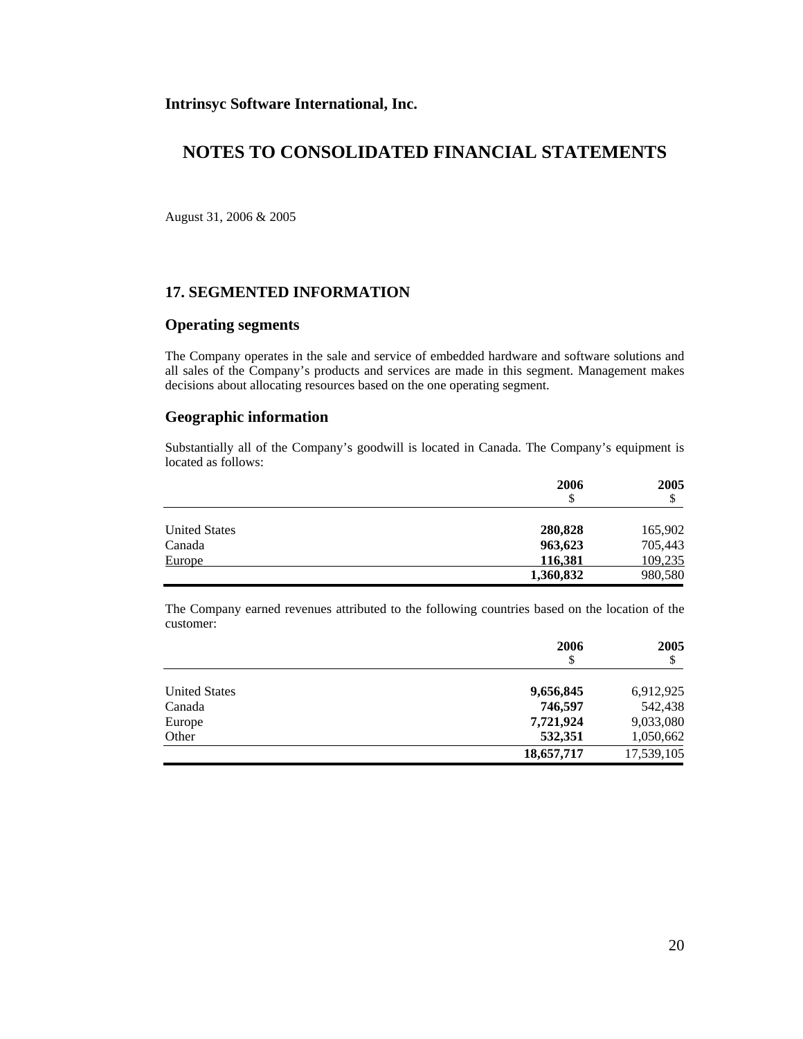**Intrinsyc Software International, Inc.**

# NOTES TO CONSOLIDATED FINANCIAL STATEMENTS

August 31, 2006 & 2005

## 17. SEGMENTED INFORMATION

### Operating segments

The Company operates in the sale and service of embedded hardware and software solutions and all sales of the Company's products and services are made in this segment. Management makes decisions about allocating resources based on the one operating segment.

### Geographic information

Substantially all of the Company's goodwill is located in Canada. The Company's equipment is located as follows:

| | 2006<br>$ | 2005<br>$ |
|---|---|---|
| United States | **280,828** | 165,902 |
| Canada | **963,623** | 705,443 |
| Europe | **116,381** | 109,235 |
| | **1,360,832** | 980,580 |

The Company earned revenues attributed to the following countries based on the location of the customer:

| | 2006<br>$ | 2005<br>$ |
|---|---|---|
| United States | **9,656,845** | 6,912,925 |
| Canada | **746,597** | 542,438 |
| Europe | **7,721,924** | 9,033,080 |
| Other | **532,351** | 1,050,662 |
| | **18,657,717** | 17,539,105 |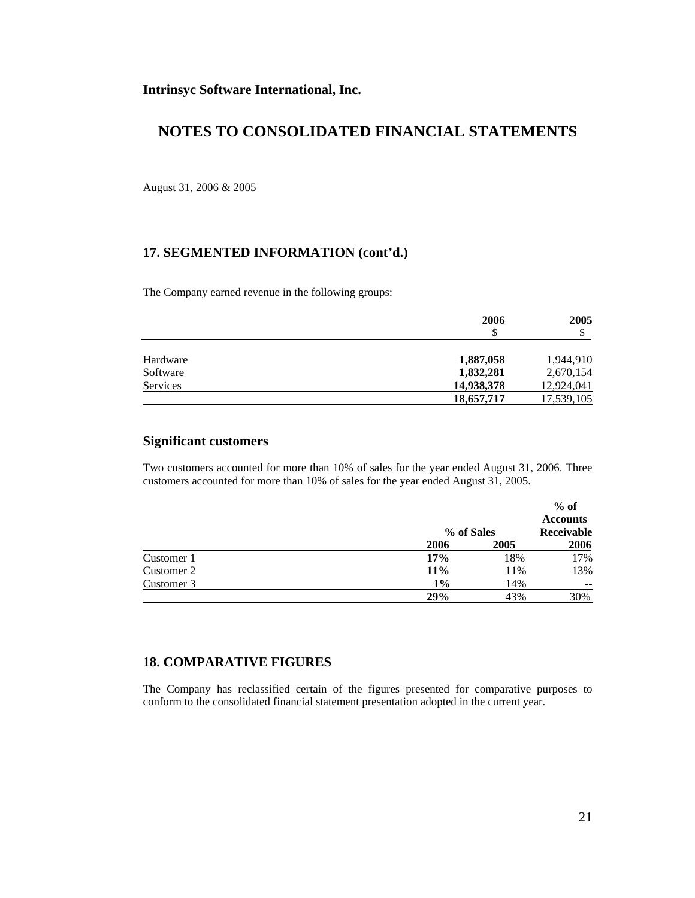**Intrinsyc Software International, Inc.**

# NOTES TO CONSOLIDATED FINANCIAL STATEMENTS

August 31, 2006 & 2005

## 17. SEGMENTED INFORMATION (cont'd.)

The Company earned revenue in the following groups:

| | 2006 | 2005 |
|---|---|---|
| | $ | $ |
| Hardware | **1,887,058** | 1,944,910 |
| Software | **1,832,281** | 2,670,154 |
| Services | **14,938,378** | 12,924,041 |
| | **18,657,717** | 17,539,105 |

### Significant customers

Two customers accounted for more than 10% of sales for the year ended August 31, 2006. Three customers accounted for more than 10% of sales for the year ended August 31, 2005.

| | % of Sales | | % of Accounts Receivable |
|---|---|---|---|
| | 2006 | 2005 | 2006 |
| Customer 1 | **17%** | 18% | 17% |
| Customer 2 | **11%** | 11% | 13% |
| Customer 3 | **1%** | 14% | -- |
| | **29%** | 43% | 30% |

## 18. COMPARATIVE FIGURES

The Company has reclassified certain of the figures presented for comparative purposes to conform to the consolidated financial statement presentation adopted in the current year.